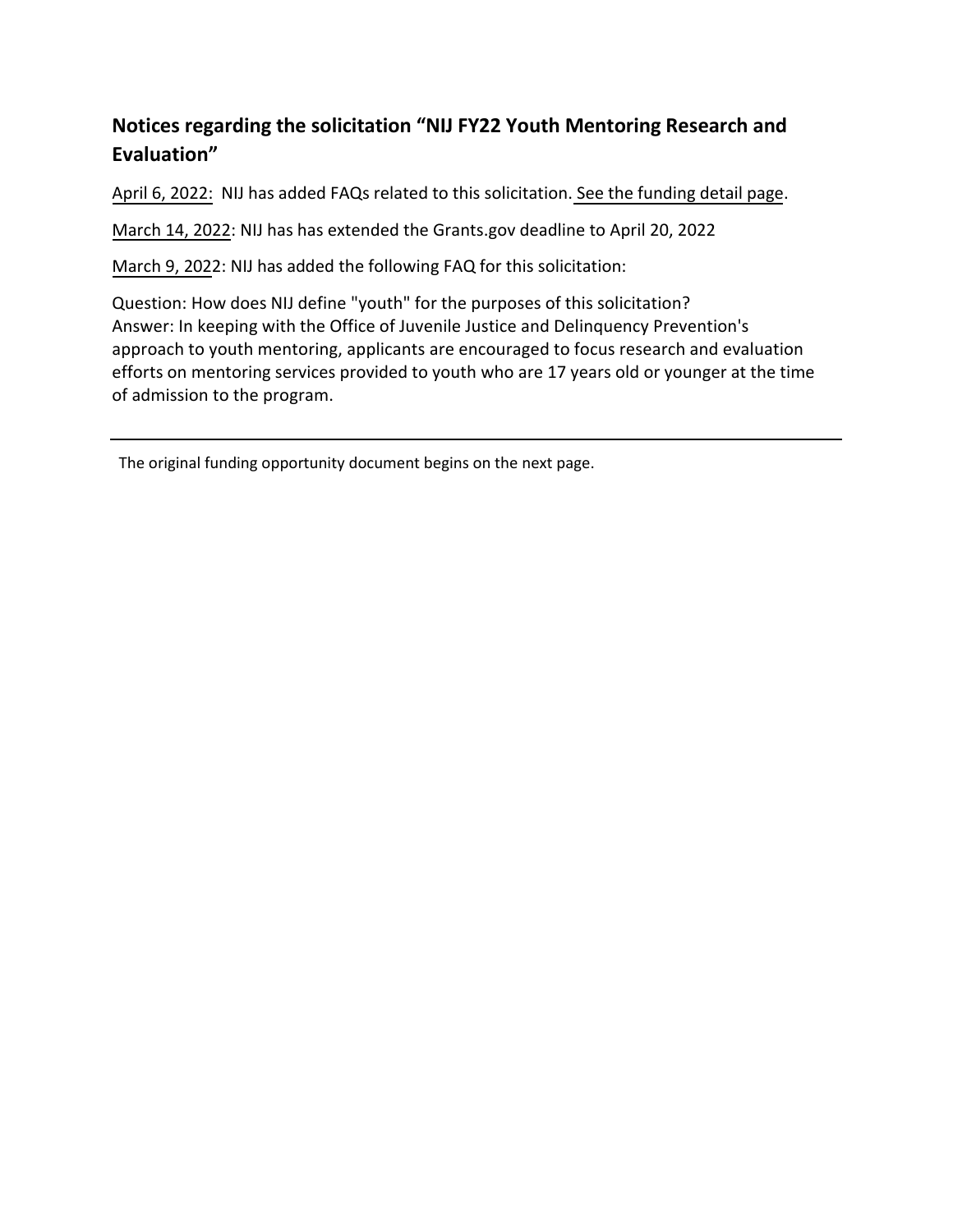## Notices regarding the solicitation "NIJ FY22 Youth Mentoring Research and Evaluation"

April 6, 2022: NIJ has added FAQs related to this solicitation. See the funding detail page.

March 14, 2022: NIJ has has extended the Grants.gov deadline to April 20, 2022

March 9, 2022: NIJ has added the following FAQ for this solicitation:

Question: How does NIJ define "youth" for the purposes of this solicitation?
Answer: In keeping with the Office of Juvenile Justice and Delinquency Prevention's approach to youth mentoring, applicants are encouraged to focus research and evaluation efforts on mentoring services provided to youth who are 17 years old or younger at the time of admission to the program.

---

The original funding opportunity document begins on the next page.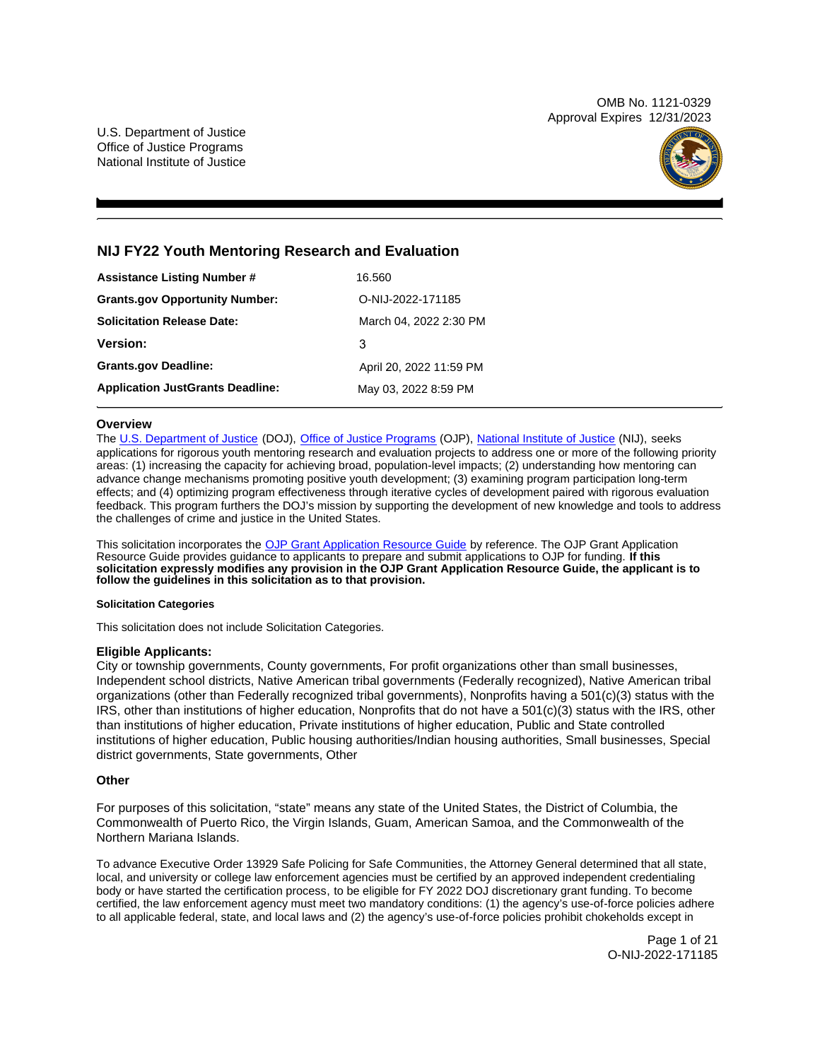OMB No. 1121-0329
Approval Expires 12/31/2023

U.S. Department of Justice
Office of Justice Programs
National Institute of Justice

## NIJ FY22 Youth Mentoring Research and Evaluation

| | |
|---|---|
| **Assistance Listing Number #** | 16.560 |
| **Grants.gov Opportunity Number:** | O-NIJ-2022-171185 |
| **Solicitation Release Date:** | March 04, 2022 2:30 PM |
| **Version:** | 3 |
| **Grants.gov Deadline:** | April 20, 2022 11:59 PM |
| **Application JustGrants Deadline:** | May 03, 2022 8:59 PM |

### Overview

The U.S. Department of Justice (DOJ), Office of Justice Programs (OJP), National Institute of Justice (NIJ), seeks applications for rigorous youth mentoring research and evaluation projects to address one or more of the following priority areas: (1) increasing the capacity for achieving broad, population-level impacts; (2) understanding how mentoring can advance change mechanisms promoting positive youth development; (3) examining program participation long-term effects; and (4) optimizing program effectiveness through iterative cycles of development paired with rigorous evaluation feedback. This program furthers the DOJ's mission by supporting the development of new knowledge and tools to address the challenges of crime and justice in the United States.

This solicitation incorporates the OJP Grant Application Resource Guide by reference. The OJP Grant Application Resource Guide provides guidance to applicants to prepare and submit applications to OJP for funding. **If this solicitation expressly modifies any provision in the OJP Grant Application Resource Guide, the applicant is to follow the guidelines in this solicitation as to that provision.**

#### Solicitation Categories

This solicitation does not include Solicitation Categories.

### Eligible Applicants:

City or township governments, County governments, For profit organizations other than small businesses, Independent school districts, Native American tribal governments (Federally recognized), Native American tribal organizations (other than Federally recognized tribal governments), Nonprofits having a 501(c)(3) status with the IRS, other than institutions of higher education, Nonprofits that do not have a 501(c)(3) status with the IRS, other than institutions of higher education, Private institutions of higher education, Public and State controlled institutions of higher education, Public housing authorities/Indian housing authorities, Small businesses, Special district governments, State governments, Other

### Other

For purposes of this solicitation, "state" means any state of the United States, the District of Columbia, the Commonwealth of Puerto Rico, the Virgin Islands, Guam, American Samoa, and the Commonwealth of the Northern Mariana Islands.

To advance Executive Order 13929 Safe Policing for Safe Communities, the Attorney General determined that all state, local, and university or college law enforcement agencies must be certified by an approved independent credentialing body or have started the certification process, to be eligible for FY 2022 DOJ discretionary grant funding. To become certified, the law enforcement agency must meet two mandatory conditions: (1) the agency's use-of-force policies adhere to all applicable federal, state, and local laws and (2) the agency's use-of-force policies prohibit chokeholds except in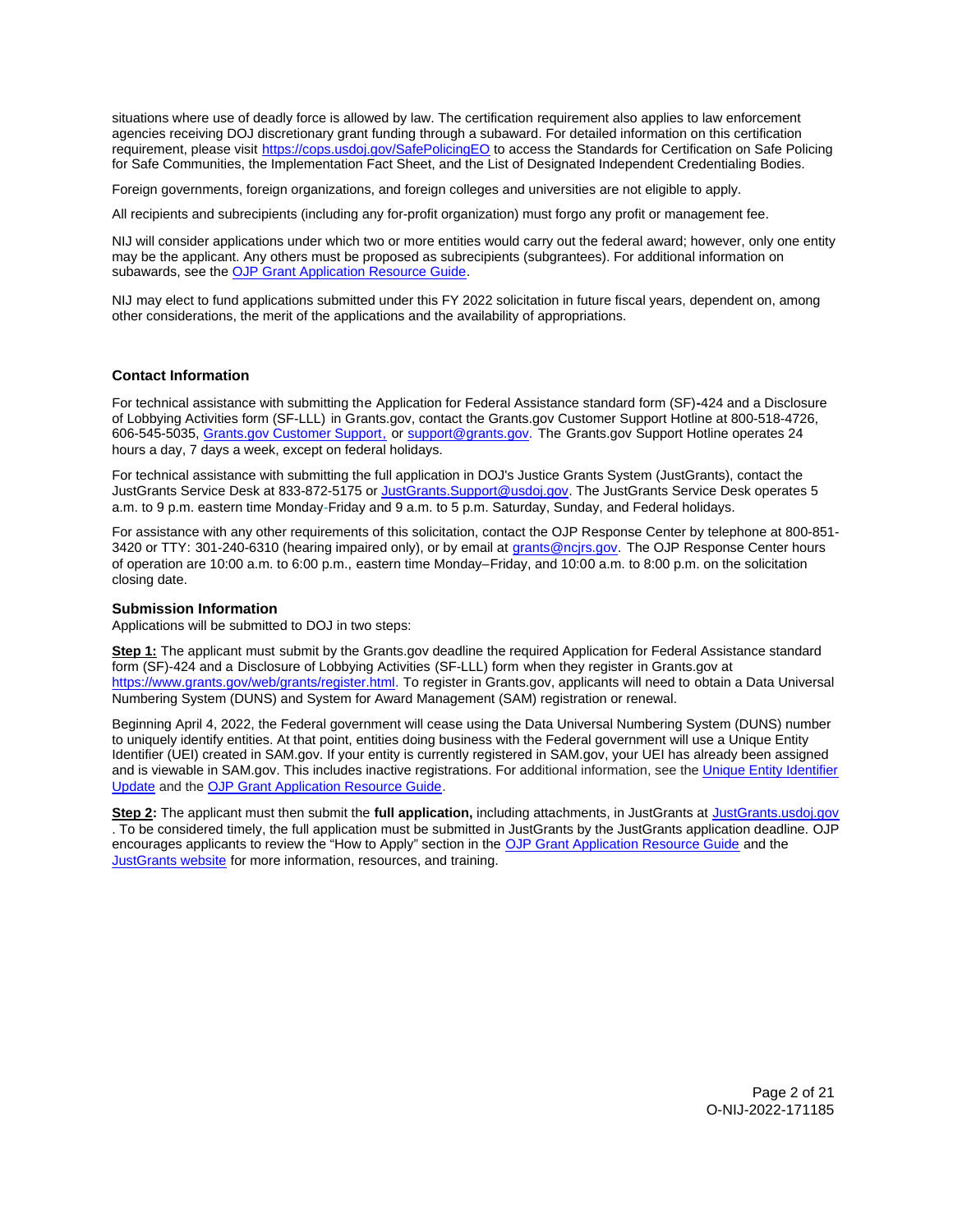situations where use of deadly force is allowed by law. The certification requirement also applies to law enforcement agencies receiving DOJ discretionary grant funding through a subaward. For detailed information on this certification requirement, please visit [https://cops.usdoj.gov/SafePolicingEO](https://cops.usdoj.gov/SafePolicingEO) to access the Standards for Certification on Safe Policing for Safe Communities, the Implementation Fact Sheet, and the List of Designated Independent Credentialing Bodies.

Foreign governments, foreign organizations, and foreign colleges and universities are not eligible to apply.

All recipients and subrecipients (including any for-profit organization) must forgo any profit or management fee.

NIJ will consider applications under which two or more entities would carry out the federal award; however, only one entity may be the applicant. Any others must be proposed as subrecipients (subgrantees). For additional information on subawards, see the OJP Grant Application Resource Guide.

NIJ may elect to fund applications submitted under this FY 2022 solicitation in future fiscal years, dependent on, among other considerations, the merit of the applications and the availability of appropriations.

### Contact Information

For technical assistance with submitting the Application for Federal Assistance standard form (SF)-424 and a Disclosure of Lobbying Activities form (SF-LLL) in Grants.gov, contact the Grants.gov Customer Support Hotline at 800-518-4726, 606-545-5035, Grants.gov Customer Support, or [support@grants.gov](mailto:support@grants.gov). The Grants.gov Support Hotline operates 24 hours a day, 7 days a week, except on federal holidays.

For technical assistance with submitting the full application in DOJ's Justice Grants System (JustGrants), contact the JustGrants Service Desk at 833-872-5175 or [JustGrants.Support@usdoj.gov](mailto:JustGrants.Support@usdoj.gov). The JustGrants Service Desk operates 5 a.m. to 9 p.m. eastern time Monday-Friday and 9 a.m. to 5 p.m. Saturday, Sunday, and Federal holidays.

For assistance with any other requirements of this solicitation, contact the OJP Response Center by telephone at 800-851-3420 or TTY: 301-240-6310 (hearing impaired only), or by email at [grants@ncjrs.gov](mailto:grants@ncjrs.gov). The OJP Response Center hours of operation are 10:00 a.m. to 6:00 p.m., eastern time Monday–Friday, and 10:00 a.m. to 8:00 p.m. on the solicitation closing date.

### Submission Information

Applications will be submitted to DOJ in two steps:

**Step 1:** The applicant must submit by the Grants.gov deadline the required Application for Federal Assistance standard form (SF)-424 and a Disclosure of Lobbying Activities (SF-LLL) form when they register in Grants.gov at [https://www.grants.gov/web/grants/register.html](https://www.grants.gov/web/grants/register.html). To register in Grants.gov, applicants will need to obtain a Data Universal Numbering System (DUNS) and System for Award Management (SAM) registration or renewal.

Beginning April 4, 2022, the Federal government will cease using the Data Universal Numbering System (DUNS) number to uniquely identify entities. At that point, entities doing business with the Federal government will use a Unique Entity Identifier (UEI) created in SAM.gov. If your entity is currently registered in SAM.gov, your UEI has already been assigned and is viewable in SAM.gov. This includes inactive registrations. For additional information, see the Unique Entity Identifier Update and the OJP Grant Application Resource Guide.

**Step 2:** The applicant must then submit the **full application,** including attachments, in JustGrants at [JustGrants.usdoj.gov](https://JustGrants.usdoj.gov). To be considered timely, the full application must be submitted in JustGrants by the JustGrants application deadline. OJP encourages applicants to review the "How to Apply" section in the OJP Grant Application Resource Guide and the JustGrants website for more information, resources, and training.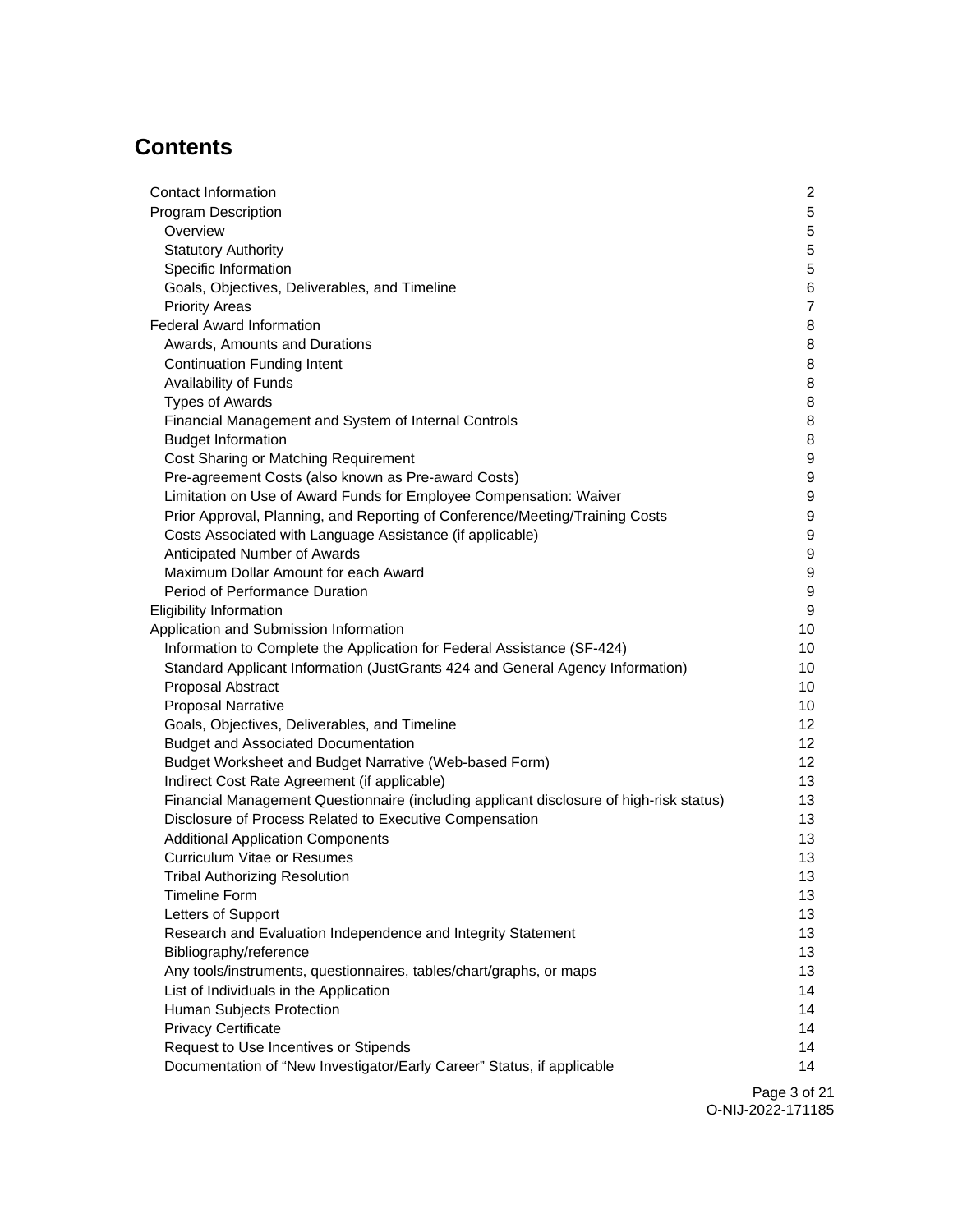## Contents

| | |
|---|---|
| Contact Information | 2 |
| Program Description | 5 |
| Overview | 5 |
| Statutory Authority | 5 |
| Specific Information | 5 |
| Goals, Objectives, Deliverables, and Timeline | 6 |
| Priority Areas | 7 |
| Federal Award Information | 8 |
| Awards, Amounts and Durations | 8 |
| Continuation Funding Intent | 8 |
| Availability of Funds | 8 |
| Types of Awards | 8 |
| Financial Management and System of Internal Controls | 8 |
| Budget Information | 8 |
| Cost Sharing or Matching Requirement | 9 |
| Pre-agreement Costs (also known as Pre-award Costs) | 9 |
| Limitation on Use of Award Funds for Employee Compensation: Waiver | 9 |
| Prior Approval, Planning, and Reporting of Conference/Meeting/Training Costs | 9 |
| Costs Associated with Language Assistance (if applicable) | 9 |
| Anticipated Number of Awards | 9 |
| Maximum Dollar Amount for each Award | 9 |
| Period of Performance Duration | 9 |
| Eligibility Information | 9 |
| Application and Submission Information | 10 |
| Information to Complete the Application for Federal Assistance (SF-424) | 10 |
| Standard Applicant Information (JustGrants 424 and General Agency Information) | 10 |
| Proposal Abstract | 10 |
| Proposal Narrative | 10 |
| Goals, Objectives, Deliverables, and Timeline | 12 |
| Budget and Associated Documentation | 12 |
| Budget Worksheet and Budget Narrative (Web-based Form) | 12 |
| Indirect Cost Rate Agreement (if applicable) | 13 |
| Financial Management Questionnaire (including applicant disclosure of high-risk status) | 13 |
| Disclosure of Process Related to Executive Compensation | 13 |
| Additional Application Components | 13 |
| Curriculum Vitae or Resumes | 13 |
| Tribal Authorizing Resolution | 13 |
| Timeline Form | 13 |
| Letters of Support | 13 |
| Research and Evaluation Independence and Integrity Statement | 13 |
| Bibliography/reference | 13 |
| Any tools/instruments, questionnaires, tables/chart/graphs, or maps | 13 |
| List of Individuals in the Application | 14 |
| Human Subjects Protection | 14 |
| Privacy Certificate | 14 |
| Request to Use Incentives or Stipends | 14 |
| Documentation of "New Investigator/Early Career" Status, if applicable | 14 |

O-NIJ-2022-171185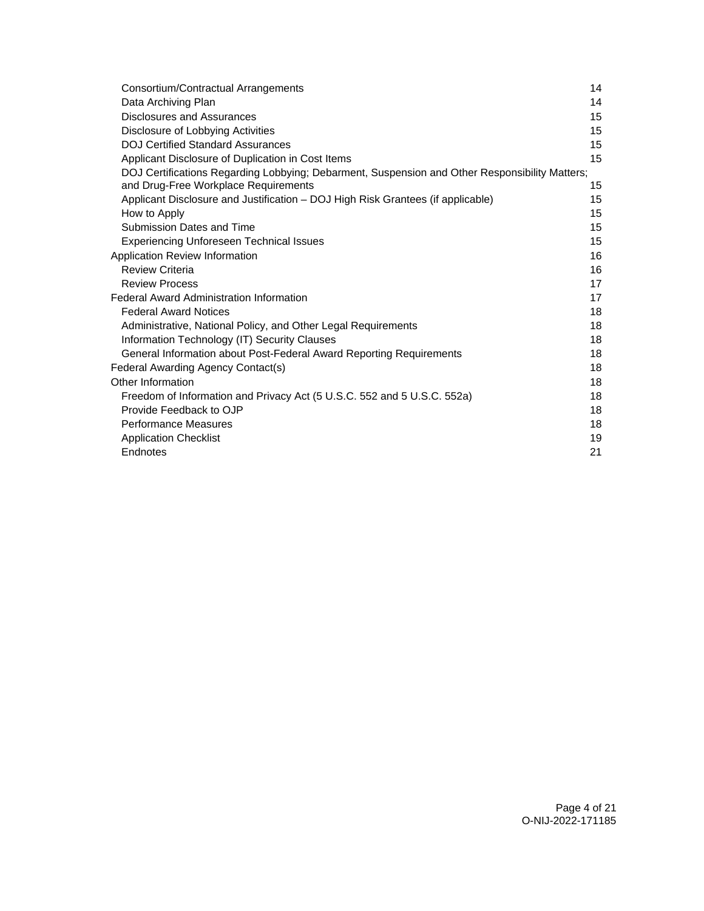- Consortium/Contractual Arrangements 14
- Data Archiving Plan 14
- Disclosures and Assurances 15
- Disclosure of Lobbying Activities 15
- DOJ Certified Standard Assurances 15
- Applicant Disclosure of Duplication in Cost Items 15
- DOJ Certifications Regarding Lobbying; Debarment, Suspension and Other Responsibility Matters; and Drug-Free Workplace Requirements 15
- Applicant Disclosure and Justification – DOJ High Risk Grantees (if applicable) 15
- How to Apply 15
- Submission Dates and Time 15
- Experiencing Unforeseen Technical Issues 15

Application Review Information 16

- Review Criteria 16
- Review Process 17

Federal Award Administration Information 17

- Federal Award Notices 18
- Administrative, National Policy, and Other Legal Requirements 18
- Information Technology (IT) Security Clauses 18
- General Information about Post-Federal Award Reporting Requirements 18

Federal Awarding Agency Contact(s) 18

Other Information 18

- Freedom of Information and Privacy Act (5 U.S.C. 552 and 5 U.S.C. 552a) 18
- Provide Feedback to OJP 18
- Performance Measures 18
- Application Checklist 19
- Endnotes 21

O-NIJ-2022-171185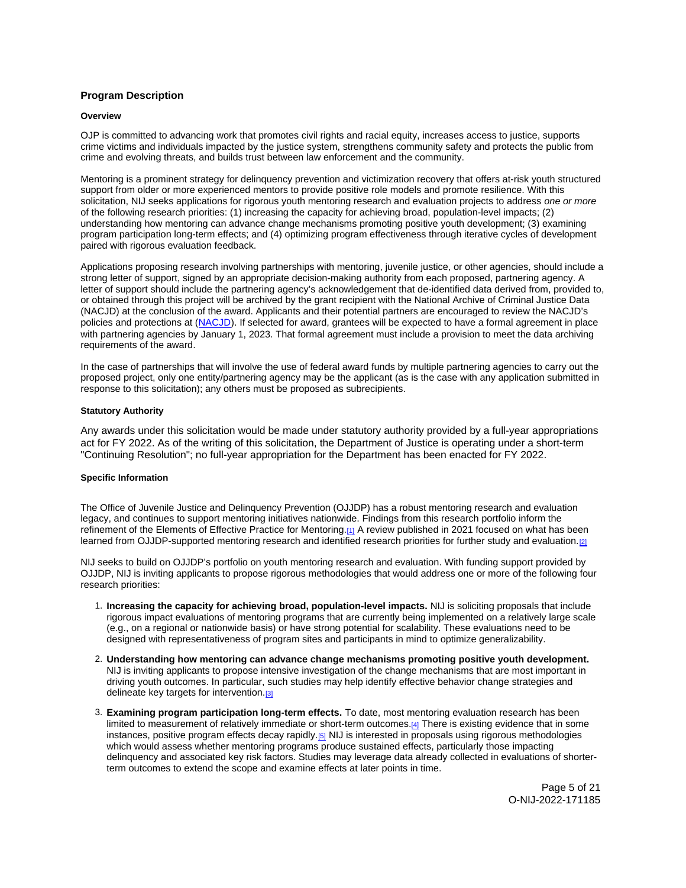## Program Description

### Overview

OJP is committed to advancing work that promotes civil rights and racial equity, increases access to justice, supports crime victims and individuals impacted by the justice system, strengthens community safety and protects the public from crime and evolving threats, and builds trust between law enforcement and the community.

Mentoring is a prominent strategy for delinquency prevention and victimization recovery that offers at-risk youth structured support from older or more experienced mentors to provide positive role models and promote resilience. With this solicitation, NIJ seeks applications for rigorous youth mentoring research and evaluation projects to address *one or more* of the following research priorities: (1) increasing the capacity for achieving broad, population-level impacts; (2) understanding how mentoring can advance change mechanisms promoting positive youth development; (3) examining program participation long-term effects; and (4) optimizing program effectiveness through iterative cycles of development paired with rigorous evaluation feedback.

Applications proposing research involving partnerships with mentoring, juvenile justice, or other agencies, should include a strong letter of support, signed by an appropriate decision-making authority from each proposed, partnering agency. A letter of support should include the partnering agency's acknowledgement that de-identified data derived from, provided to, or obtained through this project will be archived by the grant recipient with the National Archive of Criminal Justice Data (NACJD) at the conclusion of the award. Applicants and their potential partners are encouraged to review the NACJD's policies and protections at (NACJD). If selected for award, grantees will be expected to have a formal agreement in place with partnering agencies by January 1, 2023. That formal agreement must include a provision to meet the data archiving requirements of the award.

In the case of partnerships that will involve the use of federal award funds by multiple partnering agencies to carry out the proposed project, only one entity/partnering agency may be the applicant (as is the case with any application submitted in response to this solicitation); any others must be proposed as subrecipients.

### Statutory Authority

Any awards under this solicitation would be made under statutory authority provided by a full-year appropriations act for FY 2022. As of the writing of this solicitation, the Department of Justice is operating under a short-term "Continuing Resolution"; no full-year appropriation for the Department has been enacted for FY 2022.

### Specific Information

The Office of Juvenile Justice and Delinquency Prevention (OJJDP) has a robust mentoring research and evaluation legacy, and continues to support mentoring initiatives nationwide. Findings from this research portfolio inform the refinement of the Elements of Effective Practice for Mentoring.[1] A review published in 2021 focused on what has been learned from OJJDP-supported mentoring research and identified research priorities for further study and evaluation.[2]

NIJ seeks to build on OJJDP's portfolio on youth mentoring research and evaluation. With funding support provided by OJJDP, NIJ is inviting applicants to propose rigorous methodologies that would address one or more of the following four research priorities:

1. **Increasing the capacity for achieving broad, population-level impacts.** NIJ is soliciting proposals that include rigorous impact evaluations of mentoring programs that are currently being implemented on a relatively large scale (e.g., on a regional or nationwide basis) or have strong potential for scalability. These evaluations need to be designed with representativeness of program sites and participants in mind to optimize generalizability.
2. **Understanding how mentoring can advance change mechanisms promoting positive youth development.** NIJ is inviting applicants to propose intensive investigation of the change mechanisms that are most important in driving youth outcomes. In particular, such studies may help identify effective behavior change strategies and delineate key targets for intervention.[3]
3. **Examining program participation long-term effects.** To date, most mentoring evaluation research has been limited to measurement of relatively immediate or short-term outcomes.[4] There is existing evidence that in some instances, positive program effects decay rapidly.[5] NIJ is interested in proposals using rigorous methodologies which would assess whether mentoring programs produce sustained effects, particularly those impacting delinquency and associated key risk factors. Studies may leverage data already collected in evaluations of shorter-term outcomes to extend the scope and examine effects at later points in time.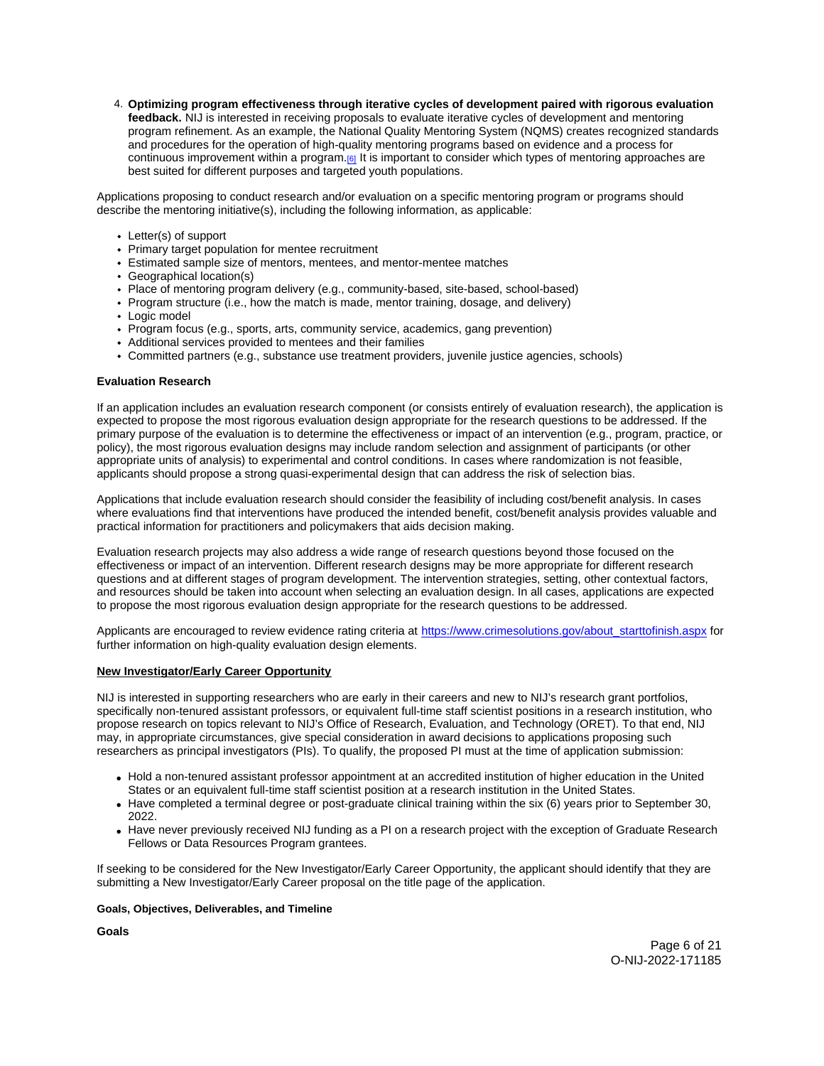4. **Optimizing program effectiveness through iterative cycles of development paired with rigorous evaluation feedback.** NIJ is interested in receiving proposals to evaluate iterative cycles of development and mentoring program refinement. As an example, the National Quality Mentoring System (NQMS) creates recognized standards and procedures for the operation of high-quality mentoring programs based on evidence and a process for continuous improvement within a program.[6] It is important to consider which types of mentoring approaches are best suited for different purposes and targeted youth populations.

Applications proposing to conduct research and/or evaluation on a specific mentoring program or programs should describe the mentoring initiative(s), including the following information, as applicable:

- Letter(s) of support
- Primary target population for mentee recruitment
- Estimated sample size of mentors, mentees, and mentor-mentee matches
- Geographical location(s)
- Place of mentoring program delivery (e.g., community-based, site-based, school-based)
- Program structure (i.e., how the match is made, mentor training, dosage, and delivery)
- Logic model
- Program focus (e.g., sports, arts, community service, academics, gang prevention)
- Additional services provided to mentees and their families
- Committed partners (e.g., substance use treatment providers, juvenile justice agencies, schools)

**Evaluation Research**

If an application includes an evaluation research component (or consists entirely of evaluation research), the application is expected to propose the most rigorous evaluation design appropriate for the research questions to be addressed. If the primary purpose of the evaluation is to determine the effectiveness or impact of an intervention (e.g., program, practice, or policy), the most rigorous evaluation designs may include random selection and assignment of participants (or other appropriate units of analysis) to experimental and control conditions. In cases where randomization is not feasible, applicants should propose a strong quasi-experimental design that can address the risk of selection bias.

Applications that include evaluation research should consider the feasibility of including cost/benefit analysis. In cases where evaluations find that interventions have produced the intended benefit, cost/benefit analysis provides valuable and practical information for practitioners and policymakers that aids decision making.

Evaluation research projects may also address a wide range of research questions beyond those focused on the effectiveness or impact of an intervention. Different research designs may be more appropriate for different research questions and at different stages of program development. The intervention strategies, setting, other contextual factors, and resources should be taken into account when selecting an evaluation design. In all cases, applications are expected to propose the most rigorous evaluation design appropriate for the research questions to be addressed.

Applicants are encouraged to review evidence rating criteria at https://www.crimesolutions.gov/about_starttofinish.aspx for further information on high-quality evaluation design elements.

**New Investigator/Early Career Opportunity**

NIJ is interested in supporting researchers who are early in their careers and new to NIJ's research grant portfolios, specifically non-tenured assistant professors, or equivalent full-time staff scientist positions in a research institution, who propose research on topics relevant to NIJ's Office of Research, Evaluation, and Technology (ORET). To that end, NIJ may, in appropriate circumstances, give special consideration in award decisions to applications proposing such researchers as principal investigators (PIs). To qualify, the proposed PI must at the time of application submission:

- Hold a non-tenured assistant professor appointment at an accredited institution of higher education in the United States or an equivalent full-time staff scientist position at a research institution in the United States.
- Have completed a terminal degree or post-graduate clinical training within the six (6) years prior to September 30, 2022.
- Have never previously received NIJ funding as a PI on a research project with the exception of Graduate Research Fellows or Data Resources Program grantees.

If seeking to be considered for the New Investigator/Early Career Opportunity, the applicant should identify that they are submitting a New Investigator/Early Career proposal on the title page of the application.

**Goals, Objectives, Deliverables, and Timeline**

**Goals**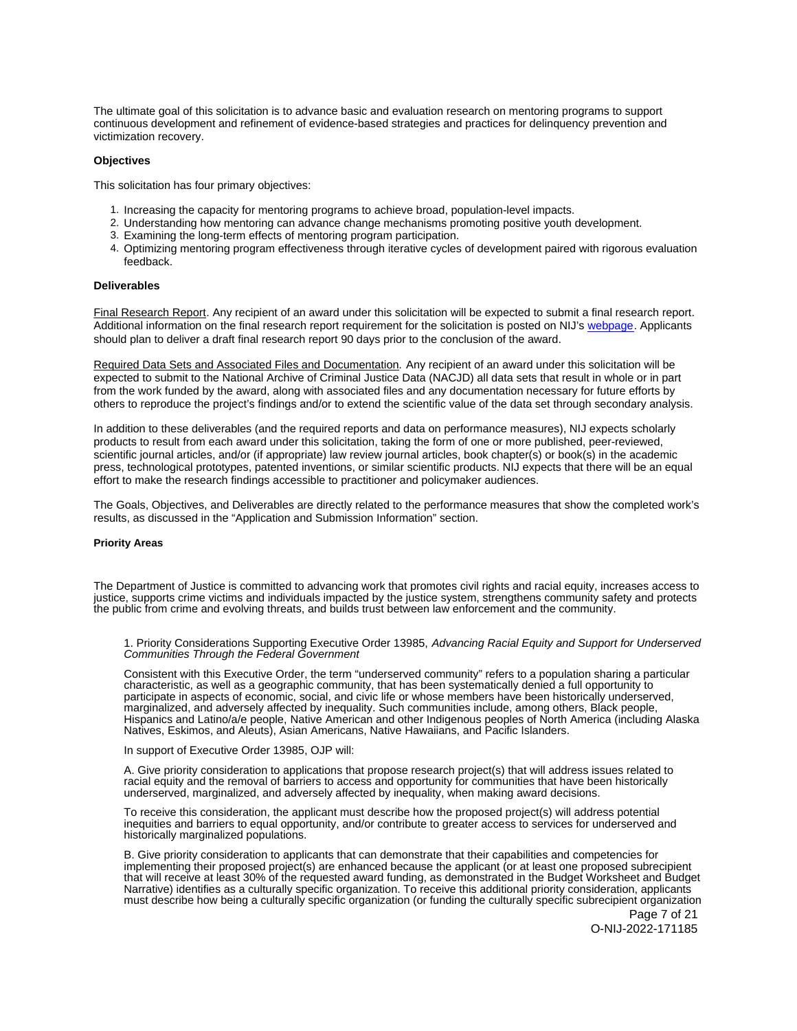The ultimate goal of this solicitation is to advance basic and evaluation research on mentoring programs to support continuous development and refinement of evidence-based strategies and practices for delinquency prevention and victimization recovery.

**Objectives**

This solicitation has four primary objectives:

1. Increasing the capacity for mentoring programs to achieve broad, population-level impacts.
2. Understanding how mentoring can advance change mechanisms promoting positive youth development.
3. Examining the long-term effects of mentoring program participation.
4. Optimizing mentoring program effectiveness through iterative cycles of development paired with rigorous evaluation feedback.

**Deliverables**

Final Research Report. Any recipient of an award under this solicitation will be expected to submit a final research report. Additional information on the final research report requirement for the solicitation is posted on NIJ's webpage. Applicants should plan to deliver a draft final research report 90 days prior to the conclusion of the award.

Required Data Sets and Associated Files and Documentation. Any recipient of an award under this solicitation will be expected to submit to the National Archive of Criminal Justice Data (NACJD) all data sets that result in whole or in part from the work funded by the award, along with associated files and any documentation necessary for future efforts by others to reproduce the project's findings and/or to extend the scientific value of the data set through secondary analysis.

In addition to these deliverables (and the required reports and data on performance measures), NIJ expects scholarly products to result from each award under this solicitation, taking the form of one or more published, peer-reviewed, scientific journal articles, and/or (if appropriate) law review journal articles, book chapter(s) or book(s) in the academic press, technological prototypes, patented inventions, or similar scientific products. NIJ expects that there will be an equal effort to make the research findings accessible to practitioner and policymaker audiences.

The Goals, Objectives, and Deliverables are directly related to the performance measures that show the completed work's results, as discussed in the "Application and Submission Information" section.

**Priority Areas**

The Department of Justice is committed to advancing work that promotes civil rights and racial equity, increases access to justice, supports crime victims and individuals impacted by the justice system, strengthens community safety and protects the public from crime and evolving threats, and builds trust between law enforcement and the community.

1. Priority Considerations Supporting Executive Order 13985, *Advancing Racial Equity and Support for Underserved Communities Through the Federal Government*

Consistent with this Executive Order, the term "underserved community" refers to a population sharing a particular characteristic, as well as a geographic community, that has been systematically denied a full opportunity to participate in aspects of economic, social, and civic life or whose members have been historically underserved, marginalized, and adversely affected by inequality. Such communities include, among others, Black people, Hispanics and Latino/a/e people, Native American and other Indigenous peoples of North America (including Alaska Natives, Eskimos, and Aleuts), Asian Americans, Native Hawaiians, and Pacific Islanders.

In support of Executive Order 13985, OJP will:

A. Give priority consideration to applications that propose research project(s) that will address issues related to racial equity and the removal of barriers to access and opportunity for communities that have been historically underserved, marginalized, and adversely affected by inequality, when making award decisions.

To receive this consideration, the applicant must describe how the proposed project(s) will address potential inequities and barriers to equal opportunity, and/or contribute to greater access to services for underserved and historically marginalized populations.

B. Give priority consideration to applicants that can demonstrate that their capabilities and competencies for implementing their proposed project(s) are enhanced because the applicant (or at least one proposed subrecipient that will receive at least 30% of the requested award funding, as demonstrated in the Budget Worksheet and Budget Narrative) identifies as a culturally specific organization. To receive this additional priority consideration, applicants must describe how being a culturally specific organization (or funding the culturally specific subrecipient organization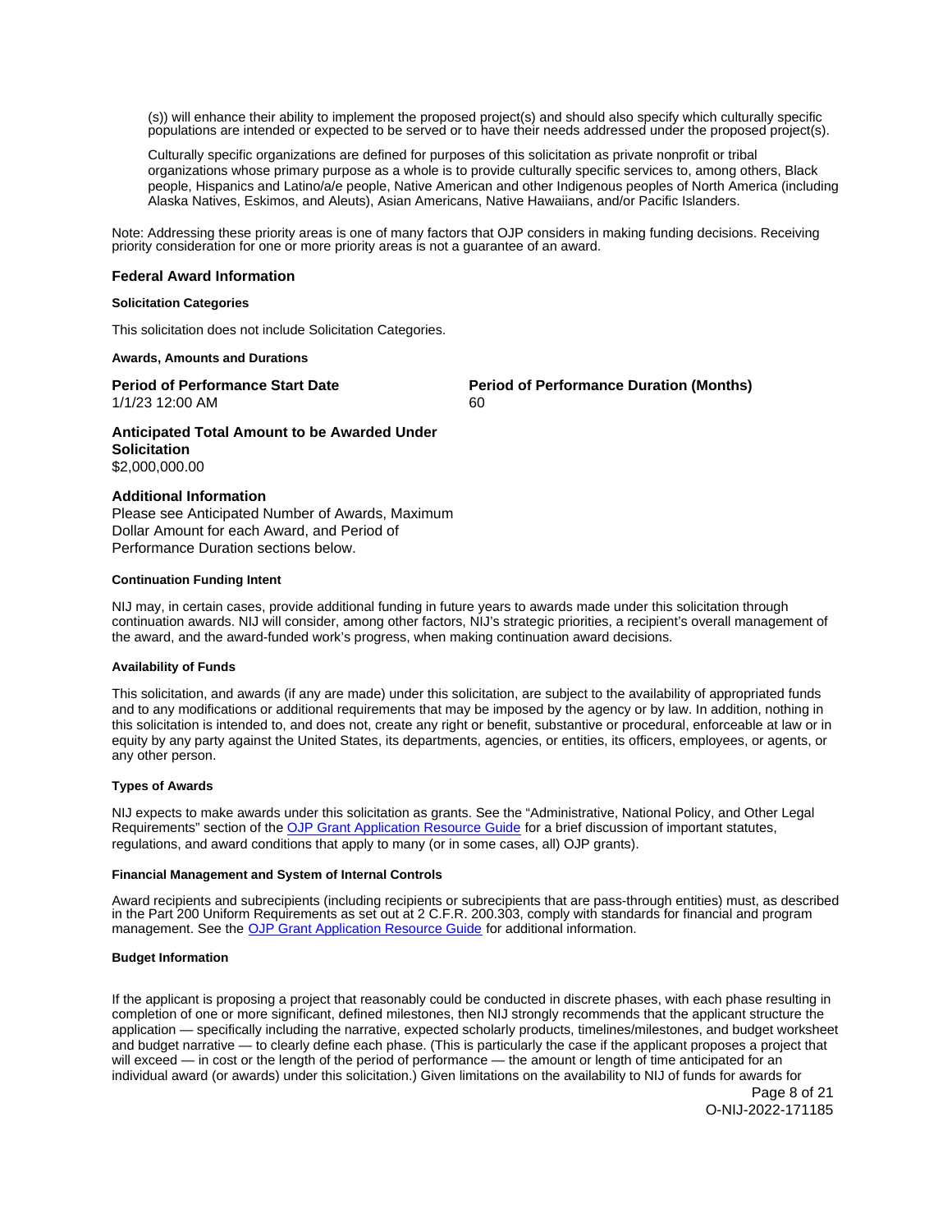(s)) will enhance their ability to implement the proposed project(s) and should also specify which culturally specific populations are intended or expected to be served or to have their needs addressed under the proposed project(s).

Culturally specific organizations are defined for purposes of this solicitation as private nonprofit or tribal organizations whose primary purpose as a whole is to provide culturally specific services to, among others, Black people, Hispanics and Latino/a/e people, Native American and other Indigenous peoples of North America (including Alaska Natives, Eskimos, and Aleuts), Asian Americans, Native Hawaiians, and/or Pacific Islanders.

Note: Addressing these priority areas is one of many factors that OJP considers in making funding decisions. Receiving priority consideration for one or more priority areas is not a guarantee of an award.

## Federal Award Information

#### Solicitation Categories

This solicitation does not include Solicitation Categories.

#### Awards, Amounts and Durations

**Period of Performance Start Date**
1/1/23 12:00 AM

**Period of Performance Duration (Months)**
60

**Anticipated Total Amount to be Awarded Under Solicitation**
$2,000,000.00

**Additional Information**
Please see Anticipated Number of Awards, Maximum Dollar Amount for each Award, and Period of Performance Duration sections below.

#### Continuation Funding Intent

NIJ may, in certain cases, provide additional funding in future years to awards made under this solicitation through continuation awards. NIJ will consider, among other factors, NIJ's strategic priorities, a recipient's overall management of the award, and the award-funded work's progress, when making continuation award decisions.

#### Availability of Funds

This solicitation, and awards (if any are made) under this solicitation, are subject to the availability of appropriated funds and to any modifications or additional requirements that may be imposed by the agency or by law. In addition, nothing in this solicitation is intended to, and does not, create any right or benefit, substantive or procedural, enforceable at law or in equity by any party against the United States, its departments, agencies, or entities, its officers, employees, or agents, or any other person.

#### Types of Awards

NIJ expects to make awards under this solicitation as grants. See the "Administrative, National Policy, and Other Legal Requirements" section of the OJP Grant Application Resource Guide for a brief discussion of important statutes, regulations, and award conditions that apply to many (or in some cases, all) OJP grants).

#### Financial Management and System of Internal Controls

Award recipients and subrecipients (including recipients or subrecipients that are pass-through entities) must, as described in the Part 200 Uniform Requirements as set out at 2 C.F.R. 200.303, comply with standards for financial and program management. See the OJP Grant Application Resource Guide for additional information.

#### Budget Information

If the applicant is proposing a project that reasonably could be conducted in discrete phases, with each phase resulting in completion of one or more significant, defined milestones, then NIJ strongly recommends that the applicant structure the application — specifically including the narrative, expected scholarly products, timelines/milestones, and budget worksheet and budget narrative — to clearly define each phase. (This is particularly the case if the applicant proposes a project that will exceed — in cost or the length of the period of performance — the amount or length of time anticipated for an individual award (or awards) under this solicitation.) Given limitations on the availability to NIJ of funds for awards for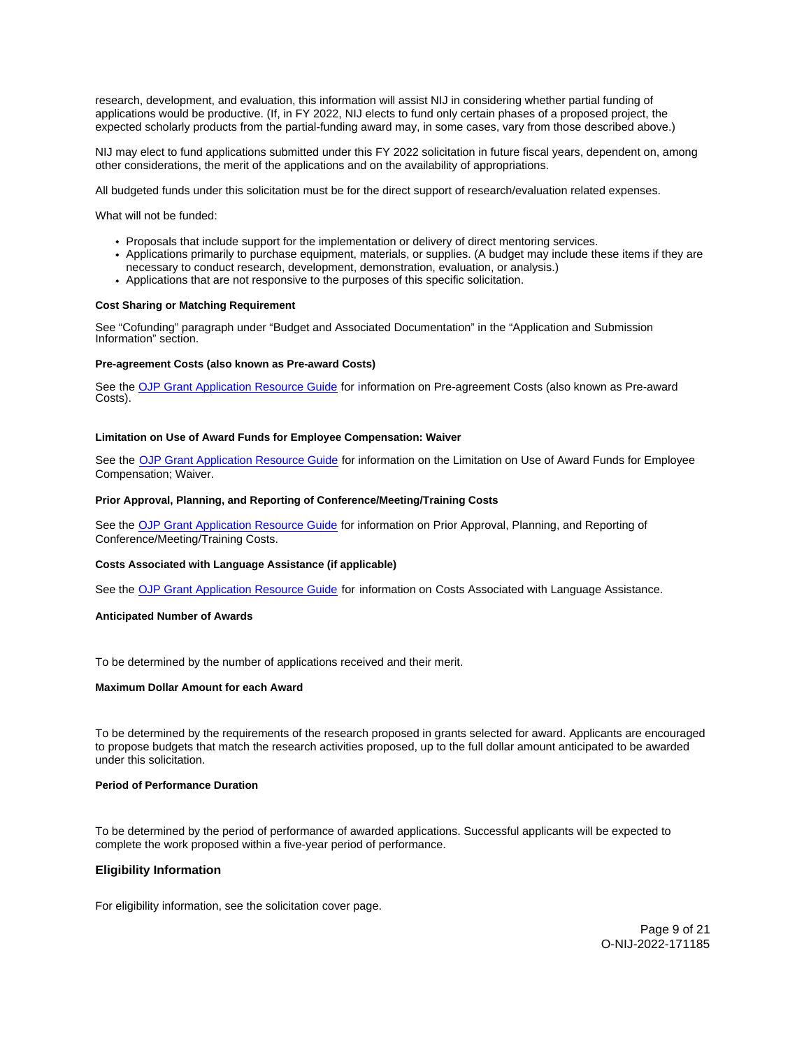research, development, and evaluation, this information will assist NIJ in considering whether partial funding of applications would be productive. (If, in FY 2022, NIJ elects to fund only certain phases of a proposed project, the expected scholarly products from the partial-funding award may, in some cases, vary from those described above.)

NIJ may elect to fund applications submitted under this FY 2022 solicitation in future fiscal years, dependent on, among other considerations, the merit of the applications and on the availability of appropriations.

All budgeted funds under this solicitation must be for the direct support of research/evaluation related expenses.

What will not be funded:

- Proposals that include support for the implementation or delivery of direct mentoring services.
- Applications primarily to purchase equipment, materials, or supplies. (A budget may include these items if they are necessary to conduct research, development, demonstration, evaluation, or analysis.)
- Applications that are not responsive to the purposes of this specific solicitation.

#### Cost Sharing or Matching Requirement

See "Cofunding" paragraph under "Budget and Associated Documentation" in the "Application and Submission Information" section.

#### Pre-agreement Costs (also known as Pre-award Costs)

See the OJP Grant Application Resource Guide for information on Pre-agreement Costs (also known as Pre-award Costs).

#### Limitation on Use of Award Funds for Employee Compensation: Waiver

See the OJP Grant Application Resource Guide for information on the Limitation on Use of Award Funds for Employee Compensation; Waiver.

#### Prior Approval, Planning, and Reporting of Conference/Meeting/Training Costs

See the OJP Grant Application Resource Guide for information on Prior Approval, Planning, and Reporting of Conference/Meeting/Training Costs.

#### Costs Associated with Language Assistance (if applicable)

See the OJP Grant Application Resource Guide for information on Costs Associated with Language Assistance.

#### Anticipated Number of Awards

To be determined by the number of applications received and their merit.

#### Maximum Dollar Amount for each Award

To be determined by the requirements of the research proposed in grants selected for award. Applicants are encouraged to propose budgets that match the research activities proposed, up to the full dollar amount anticipated to be awarded under this solicitation.

#### Period of Performance Duration

To be determined by the period of performance of awarded applications. Successful applicants will be expected to complete the work proposed within a five-year period of performance.

### Eligibility Information

For eligibility information, see the solicitation cover page.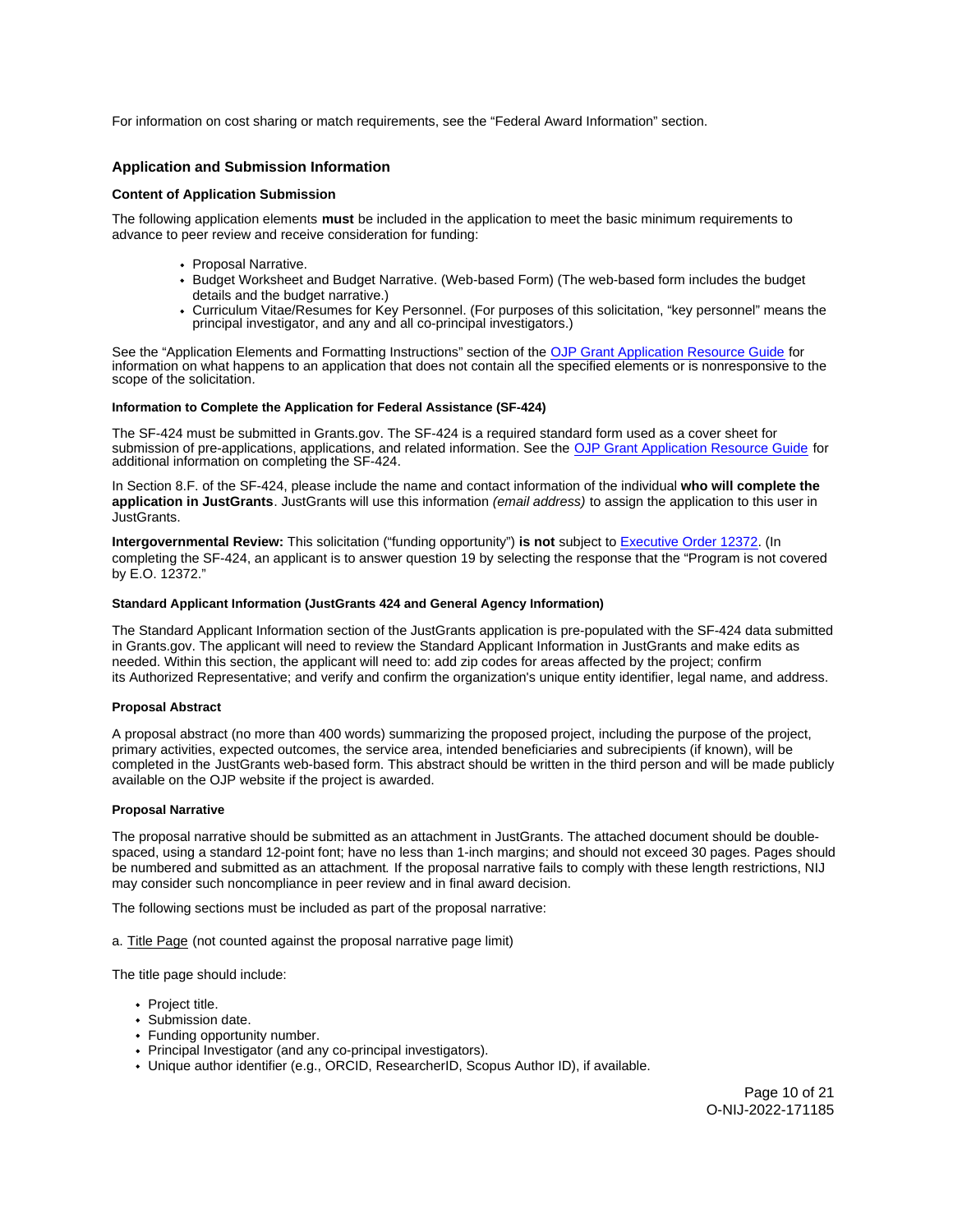For information on cost sharing or match requirements, see the "Federal Award Information" section.

## Application and Submission Information

### Content of Application Submission

The following application elements **must** be included in the application to meet the basic minimum requirements to advance to peer review and receive consideration for funding:

- Proposal Narrative.
- Budget Worksheet and Budget Narrative. (Web-based Form) (The web-based form includes the budget details and the budget narrative.)
- Curriculum Vitae/Resumes for Key Personnel. (For purposes of this solicitation, "key personnel" means the principal investigator, and any and all co-principal investigators.)

See the "Application Elements and Formatting Instructions" section of the OJP Grant Application Resource Guide for information on what happens to an application that does not contain all the specified elements or is nonresponsive to the scope of the solicitation.

#### Information to Complete the Application for Federal Assistance (SF-424)

The SF-424 must be submitted in Grants.gov. The SF-424 is a required standard form used as a cover sheet for submission of pre-applications, applications, and related information. See the OJP Grant Application Resource Guide for additional information on completing the SF-424.

In Section 8.F. of the SF-424, please include the name and contact information of the individual **who will complete the application in JustGrants**. JustGrants will use this information *(email address)* to assign the application to this user in JustGrants.

**Intergovernmental Review:** This solicitation ("funding opportunity") **is not** subject to Executive Order 12372. (In completing the SF-424, an applicant is to answer question 19 by selecting the response that the "Program is not covered by E.O. 12372."

#### Standard Applicant Information (JustGrants 424 and General Agency Information)

The Standard Applicant Information section of the JustGrants application is pre-populated with the SF-424 data submitted in Grants.gov. The applicant will need to review the Standard Applicant Information in JustGrants and make edits as needed. Within this section, the applicant will need to: add zip codes for areas affected by the project; confirm its Authorized Representative; and verify and confirm the organization's unique entity identifier, legal name, and address.

#### Proposal Abstract

A proposal abstract (no more than 400 words) summarizing the proposed project, including the purpose of the project, primary activities, expected outcomes, the service area, intended beneficiaries and subrecipients (if known), will be completed in the JustGrants web-based form. This abstract should be written in the third person and will be made publicly available on the OJP website if the project is awarded.

#### Proposal Narrative

The proposal narrative should be submitted as an attachment in JustGrants. The attached document should be double-spaced, using a standard 12-point font; have no less than 1-inch margins; and should not exceed 30 pages. Pages should be numbered and submitted as an attachment*.* If the proposal narrative fails to comply with these length restrictions, NIJ may consider such noncompliance in peer review and in final award decision.

The following sections must be included as part of the proposal narrative:

a. Title Page (not counted against the proposal narrative page limit)

The title page should include:

- Project title.
- Submission date.
- Funding opportunity number.
- Principal Investigator (and any co-principal investigators).
- Unique author identifier (e.g., ORCID, ResearcherID, Scopus Author ID), if available.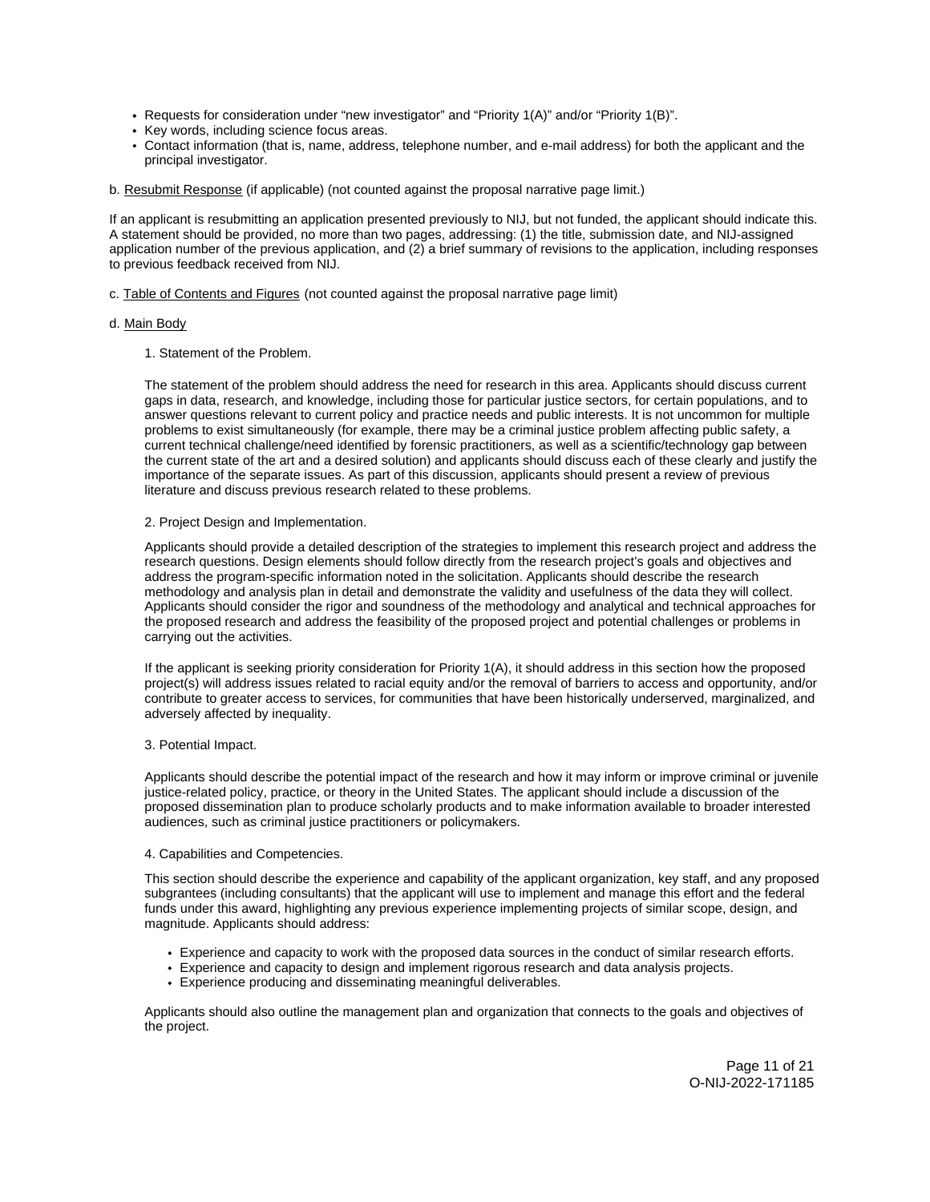- Requests for consideration under "new investigator" and "Priority 1(A)" and/or "Priority 1(B)".
- Key words, including science focus areas.
- Contact information (that is, name, address, telephone number, and e-mail address) for both the applicant and the principal investigator.

b. Resubmit Response (if applicable) (not counted against the proposal narrative page limit.)

If an applicant is resubmitting an application presented previously to NIJ, but not funded, the applicant should indicate this. A statement should be provided, no more than two pages, addressing: (1) the title, submission date, and NIJ-assigned application number of the previous application, and (2) a brief summary of revisions to the application, including responses to previous feedback received from NIJ.

c. Table of Contents and Figures (not counted against the proposal narrative page limit)

d. Main Body

1. Statement of the Problem.

The statement of the problem should address the need for research in this area. Applicants should discuss current gaps in data, research, and knowledge, including those for particular justice sectors, for certain populations, and to answer questions relevant to current policy and practice needs and public interests. It is not uncommon for multiple problems to exist simultaneously (for example, there may be a criminal justice problem affecting public safety, a current technical challenge/need identified by forensic practitioners, as well as a scientific/technology gap between the current state of the art and a desired solution) and applicants should discuss each of these clearly and justify the importance of the separate issues. As part of this discussion, applicants should present a review of previous literature and discuss previous research related to these problems.

2. Project Design and Implementation.

Applicants should provide a detailed description of the strategies to implement this research project and address the research questions. Design elements should follow directly from the research project's goals and objectives and address the program-specific information noted in the solicitation. Applicants should describe the research methodology and analysis plan in detail and demonstrate the validity and usefulness of the data they will collect. Applicants should consider the rigor and soundness of the methodology and analytical and technical approaches for the proposed research and address the feasibility of the proposed project and potential challenges or problems in carrying out the activities.

If the applicant is seeking priority consideration for Priority 1(A), it should address in this section how the proposed project(s) will address issues related to racial equity and/or the removal of barriers to access and opportunity, and/or contribute to greater access to services, for communities that have been historically underserved, marginalized, and adversely affected by inequality.

3. Potential Impact.

Applicants should describe the potential impact of the research and how it may inform or improve criminal or juvenile justice-related policy, practice, or theory in the United States. The applicant should include a discussion of the proposed dissemination plan to produce scholarly products and to make information available to broader interested audiences, such as criminal justice practitioners or policymakers.

4. Capabilities and Competencies.

This section should describe the experience and capability of the applicant organization, key staff, and any proposed subgrantees (including consultants) that the applicant will use to implement and manage this effort and the federal funds under this award, highlighting any previous experience implementing projects of similar scope, design, and magnitude. Applicants should address:

- Experience and capacity to work with the proposed data sources in the conduct of similar research efforts.
- Experience and capacity to design and implement rigorous research and data analysis projects.
- Experience producing and disseminating meaningful deliverables.

Applicants should also outline the management plan and organization that connects to the goals and objectives of the project.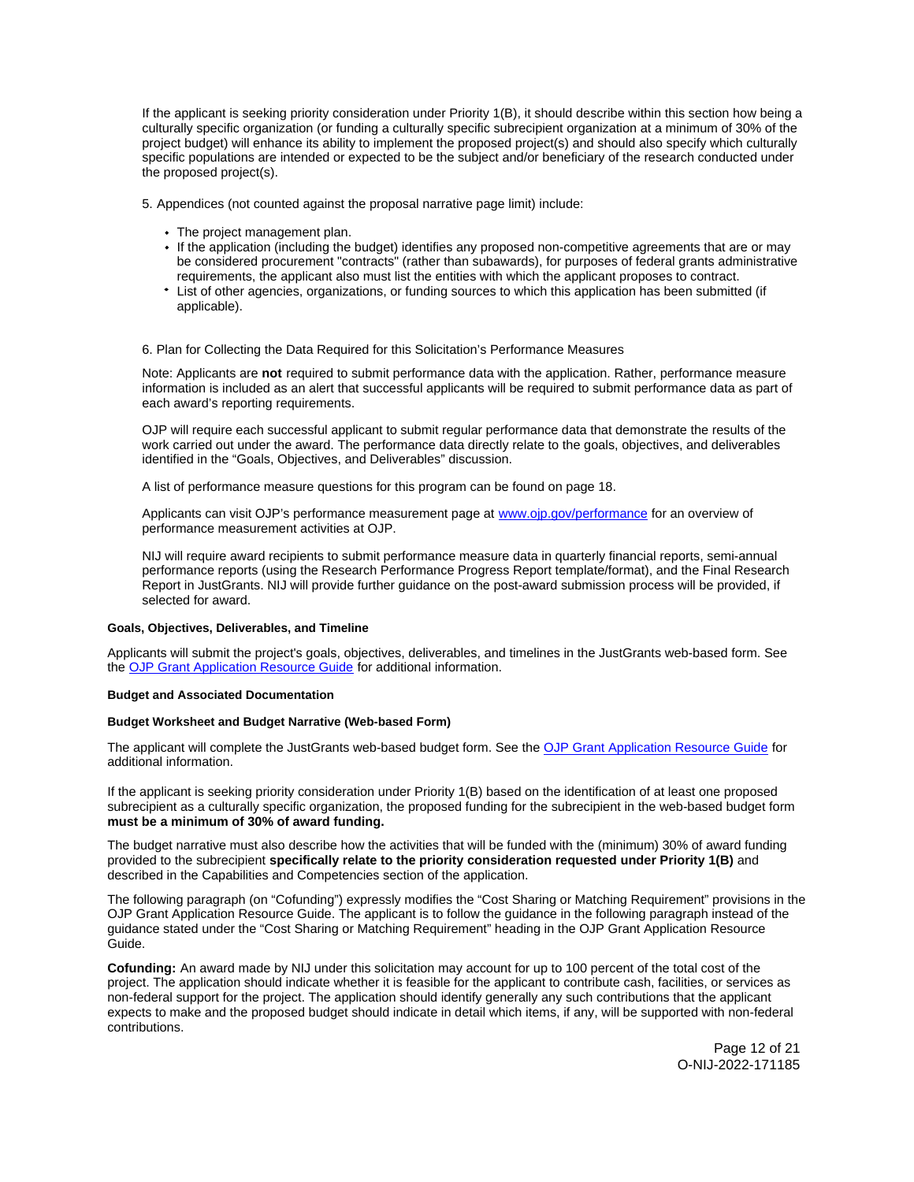If the applicant is seeking priority consideration under Priority 1(B), it should describe within this section how being a culturally specific organization (or funding a culturally specific subrecipient organization at a minimum of 30% of the project budget) will enhance its ability to implement the proposed project(s) and should also specify which culturally specific populations are intended or expected to be the subject and/or beneficiary of the research conducted under the proposed project(s).

5. Appendices (not counted against the proposal narrative page limit) include:

- The project management plan.
- If the application (including the budget) identifies any proposed non-competitive agreements that are or may be considered procurement "contracts" (rather than subawards), for purposes of federal grants administrative requirements, the applicant also must list the entities with which the applicant proposes to contract.
- List of other agencies, organizations, or funding sources to which this application has been submitted (if applicable).

6. Plan for Collecting the Data Required for this Solicitation's Performance Measures

Note: Applicants are **not** required to submit performance data with the application. Rather, performance measure information is included as an alert that successful applicants will be required to submit performance data as part of each award's reporting requirements.

OJP will require each successful applicant to submit regular performance data that demonstrate the results of the work carried out under the award. The performance data directly relate to the goals, objectives, and deliverables identified in the "Goals, Objectives, and Deliverables" discussion.

A list of performance measure questions for this program can be found on page 18.

Applicants can visit OJP's performance measurement page at [www.ojp.gov/performance](www.ojp.gov/performance) for an overview of performance measurement activities at OJP.

NIJ will require award recipients to submit performance measure data in quarterly financial reports, semi-annual performance reports (using the Research Performance Progress Report template/format), and the Final Research Report in JustGrants. NIJ will provide further guidance on the post-award submission process will be provided, if selected for award.

**Goals, Objectives, Deliverables, and Timeline**

Applicants will submit the project's goals, objectives, deliverables, and timelines in the JustGrants web-based form. See the OJP Grant Application Resource Guide for additional information.

**Budget and Associated Documentation**

**Budget Worksheet and Budget Narrative (Web-based Form)**

The applicant will complete the JustGrants web-based budget form. See the OJP Grant Application Resource Guide for additional information.

If the applicant is seeking priority consideration under Priority 1(B) based on the identification of at least one proposed subrecipient as a culturally specific organization, the proposed funding for the subrecipient in the web-based budget form **must be a minimum of 30% of award funding.**

The budget narrative must also describe how the activities that will be funded with the (minimum) 30% of award funding provided to the subrecipient **specifically relate to the priority consideration requested under Priority 1(B)** and described in the Capabilities and Competencies section of the application.

The following paragraph (on "Cofunding") expressly modifies the "Cost Sharing or Matching Requirement" provisions in the OJP Grant Application Resource Guide. The applicant is to follow the guidance in the following paragraph instead of the guidance stated under the "Cost Sharing or Matching Requirement" heading in the OJP Grant Application Resource Guide.

**Cofunding:** An award made by NIJ under this solicitation may account for up to 100 percent of the total cost of the project. The application should indicate whether it is feasible for the applicant to contribute cash, facilities, or services as non-federal support for the project. The application should identify generally any such contributions that the applicant expects to make and the proposed budget should indicate in detail which items, if any, will be supported with non-federal contributions.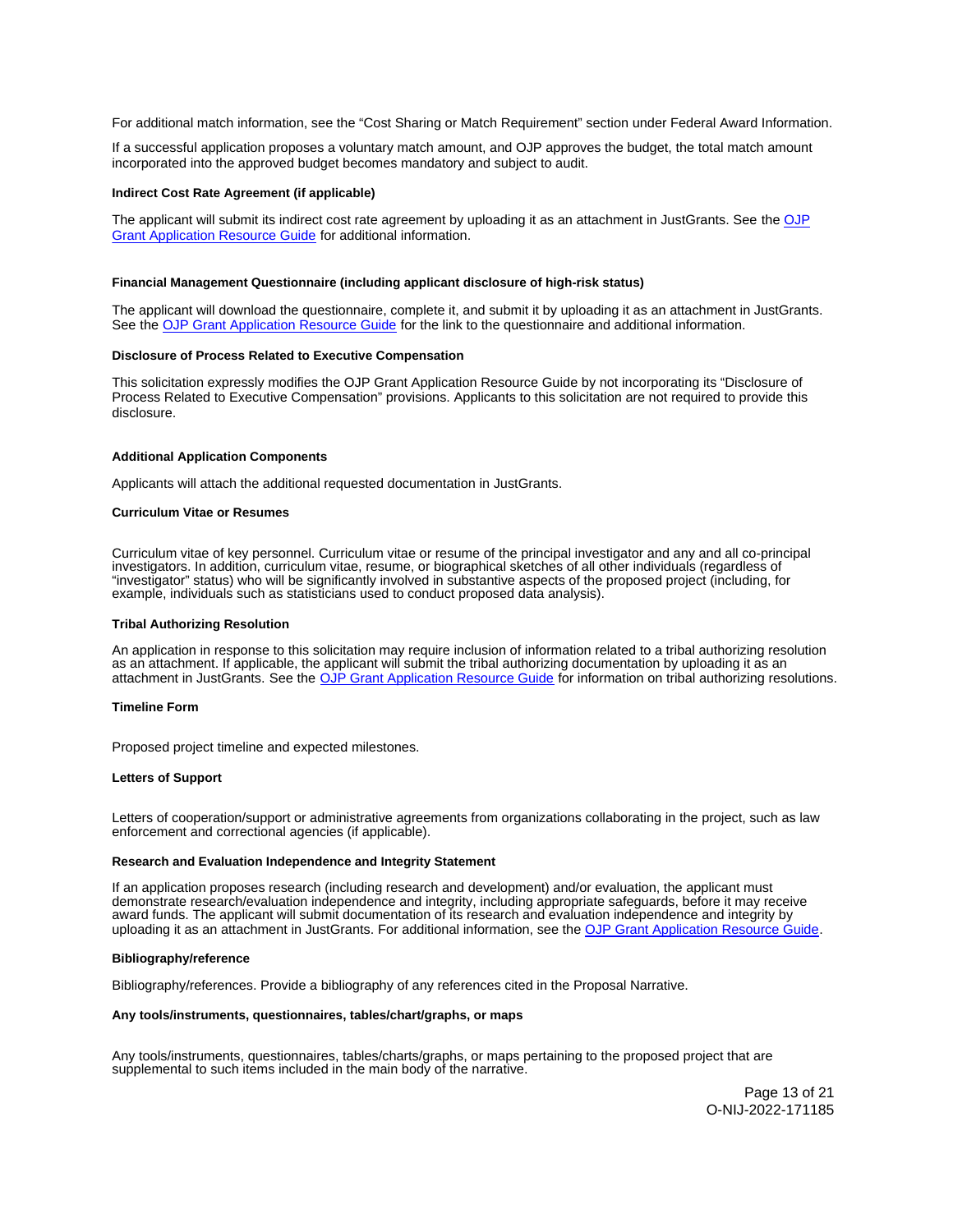For additional match information, see the "Cost Sharing or Match Requirement" section under Federal Award Information.

If a successful application proposes a voluntary match amount, and OJP approves the budget, the total match amount incorporated into the approved budget becomes mandatory and subject to audit.

**Indirect Cost Rate Agreement (if applicable)**

The applicant will submit its indirect cost rate agreement by uploading it as an attachment in JustGrants. See the OJP Grant Application Resource Guide for additional information.

**Financial Management Questionnaire (including applicant disclosure of high-risk status)**

The applicant will download the questionnaire, complete it, and submit it by uploading it as an attachment in JustGrants. See the OJP Grant Application Resource Guide for the link to the questionnaire and additional information.

**Disclosure of Process Related to Executive Compensation**

This solicitation expressly modifies the OJP Grant Application Resource Guide by not incorporating its "Disclosure of Process Related to Executive Compensation" provisions. Applicants to this solicitation are not required to provide this disclosure.

**Additional Application Components**

Applicants will attach the additional requested documentation in JustGrants.

**Curriculum Vitae or Resumes**

Curriculum vitae of key personnel. Curriculum vitae or resume of the principal investigator and any and all co-principal investigators. In addition, curriculum vitae, resume, or biographical sketches of all other individuals (regardless of "investigator" status) who will be significantly involved in substantive aspects of the proposed project (including, for example, individuals such as statisticians used to conduct proposed data analysis).

**Tribal Authorizing Resolution**

An application in response to this solicitation may require inclusion of information related to a tribal authorizing resolution as an attachment. If applicable, the applicant will submit the tribal authorizing documentation by uploading it as an attachment in JustGrants. See the OJP Grant Application Resource Guide for information on tribal authorizing resolutions.

**Timeline Form**

Proposed project timeline and expected milestones.

**Letters of Support**

Letters of cooperation/support or administrative agreements from organizations collaborating in the project, such as law enforcement and correctional agencies (if applicable).

**Research and Evaluation Independence and Integrity Statement**

If an application proposes research (including research and development) and/or evaluation, the applicant must demonstrate research/evaluation independence and integrity, including appropriate safeguards, before it may receive award funds. The applicant will submit documentation of its research and evaluation independence and integrity by uploading it as an attachment in JustGrants. For additional information, see the OJP Grant Application Resource Guide.

**Bibliography/reference**

Bibliography/references. Provide a bibliography of any references cited in the Proposal Narrative.

**Any tools/instruments, questionnaires, tables/chart/graphs, or maps**

Any tools/instruments, questionnaires, tables/charts/graphs, or maps pertaining to the proposed project that are supplemental to such items included in the main body of the narrative.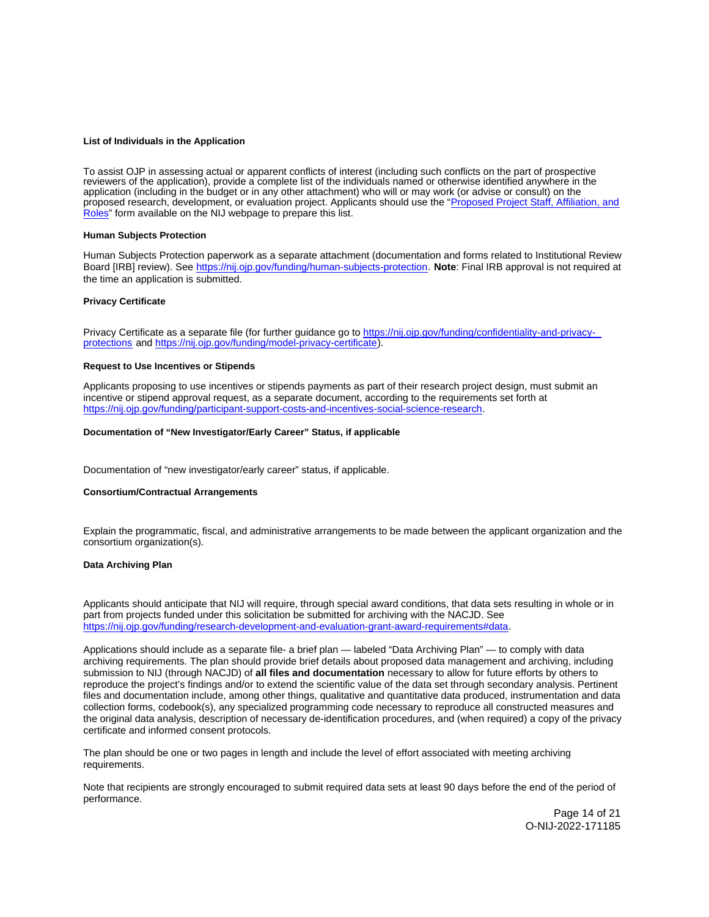**List of Individuals in the Application**

To assist OJP in assessing actual or apparent conflicts of interest (including such conflicts on the part of prospective reviewers of the application), provide a complete list of the individuals named or otherwise identified anywhere in the application (including in the budget or in any other attachment) who will or may work (or advise or consult) on the proposed research, development, or evaluation project. Applicants should use the "[Proposed Project Staff, Affiliation, and Roles](https://nij.ojp.gov/funding/proposed-project-staff-affiliation-and-roles)" form available on the NIJ webpage to prepare this list.

**Human Subjects Protection**

Human Subjects Protection paperwork as a separate attachment (documentation and forms related to Institutional Review Board [IRB] review). See [https://nij.ojp.gov/funding/human-subjects-protection](https://nij.ojp.gov/funding/human-subjects-protection). **Note**: Final IRB approval is not required at the time an application is submitted.

**Privacy Certificate**

Privacy Certificate as a separate file (for further guidance go to [https://nij.ojp.gov/funding/confidentiality-and-privacy-protections](https://nij.ojp.gov/funding/confidentiality-and-privacy-protections) and [https://nij.ojp.gov/funding/model-privacy-certificate](https://nij.ojp.gov/funding/model-privacy-certificate)).

**Request to Use Incentives or Stipends**

Applicants proposing to use incentives or stipends payments as part of their research project design, must submit an incentive or stipend approval request, as a separate document, according to the requirements set forth at [https://nij.ojp.gov/funding/participant-support-costs-and-incentives-social-science-research](https://nij.ojp.gov/funding/participant-support-costs-and-incentives-social-science-research).

**Documentation of "New Investigator/Early Career" Status, if applicable**

Documentation of "new investigator/early career" status, if applicable.

**Consortium/Contractual Arrangements**

Explain the programmatic, fiscal, and administrative arrangements to be made between the applicant organization and the consortium organization(s).

**Data Archiving Plan**

Applicants should anticipate that NIJ will require, through special award conditions, that data sets resulting in whole or in part from projects funded under this solicitation be submitted for archiving with the NACJD. See [https://nij.ojp.gov/funding/research-development-and-evaluation-grant-award-requirements#data](https://nij.ojp.gov/funding/research-development-and-evaluation-grant-award-requirements#data).

Applications should include as a separate file- a brief plan — labeled "Data Archiving Plan" — to comply with data archiving requirements. The plan should provide brief details about proposed data management and archiving, including submission to NIJ (through NACJD) of **all files and documentation** necessary to allow for future efforts by others to reproduce the project's findings and/or to extend the scientific value of the data set through secondary analysis. Pertinent files and documentation include, among other things, qualitative and quantitative data produced, instrumentation and data collection forms, codebook(s), any specialized programming code necessary to reproduce all constructed measures and the original data analysis, description of necessary de-identification procedures, and (when required) a copy of the privacy certificate and informed consent protocols.

The plan should be one or two pages in length and include the level of effort associated with meeting archiving requirements.

Note that recipients are strongly encouraged to submit required data sets at least 90 days before the end of the period of performance.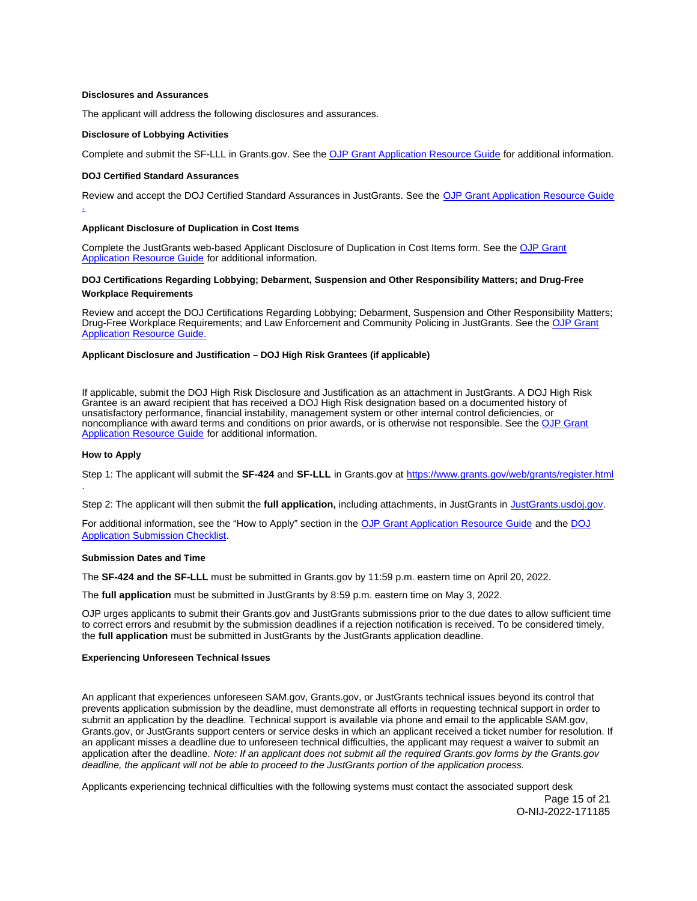#### Disclosures and Assurances

The applicant will address the following disclosures and assurances.

#### Disclosure of Lobbying Activities

Complete and submit the SF-LLL in Grants.gov. See the OJP Grant Application Resource Guide for additional information.

#### DOJ Certified Standard Assurances

Review and accept the DOJ Certified Standard Assurances in JustGrants. See the OJP Grant Application Resource Guide.

#### Applicant Disclosure of Duplication in Cost Items

Complete the JustGrants web-based Applicant Disclosure of Duplication in Cost Items form. See the OJP Grant Application Resource Guide for additional information.

#### DOJ Certifications Regarding Lobbying; Debarment, Suspension and Other Responsibility Matters; and Drug-Free Workplace Requirements

Review and accept the DOJ Certifications Regarding Lobbying; Debarment, Suspension and Other Responsibility Matters; Drug-Free Workplace Requirements; and Law Enforcement and Community Policing in JustGrants. See the OJP Grant Application Resource Guide.

#### Applicant Disclosure and Justification – DOJ High Risk Grantees (if applicable)

If applicable, submit the DOJ High Risk Disclosure and Justification as an attachment in JustGrants. A DOJ High Risk Grantee is an award recipient that has received a DOJ High Risk designation based on a documented history of unsatisfactory performance, financial instability, management system or other internal control deficiencies, or noncompliance with award terms and conditions on prior awards, or is otherwise not responsible. See the OJP Grant Application Resource Guide for additional information.

#### How to Apply

Step 1: The applicant will submit the **SF-424** and **SF-LLL** in Grants.gov at https://www.grants.gov/web/grants/register.html.

Step 2: The applicant will then submit the **full application,** including attachments, in JustGrants in JustGrants.usdoj.gov.

For additional information, see the "How to Apply" section in the OJP Grant Application Resource Guide and the DOJ Application Submission Checklist.

#### Submission Dates and Time

The **SF-424 and the SF-LLL** must be submitted in Grants.gov by 11:59 p.m. eastern time on April 20, 2022.

The **full application** must be submitted in JustGrants by 8:59 p.m. eastern time on May 3, 2022.

OJP urges applicants to submit their Grants.gov and JustGrants submissions prior to the due dates to allow sufficient time to correct errors and resubmit by the submission deadlines if a rejection notification is received. To be considered timely, the **full application** must be submitted in JustGrants by the JustGrants application deadline.

#### Experiencing Unforeseen Technical Issues

An applicant that experiences unforeseen SAM.gov, Grants.gov, or JustGrants technical issues beyond its control that prevents application submission by the deadline, must demonstrate all efforts in requesting technical support in order to submit an application by the deadline. Technical support is available via phone and email to the applicable SAM.gov, Grants.gov, or JustGrants support centers or service desks in which an applicant received a ticket number for resolution. If an applicant misses a deadline due to unforeseen technical difficulties, the applicant may request a waiver to submit an application after the deadline. *Note: If an applicant does not submit all the required Grants.gov forms by the Grants.gov deadline, the applicant will not be able to proceed to the JustGrants portion of the application process.*

Applicants experiencing technical difficulties with the following systems must contact the associated support desk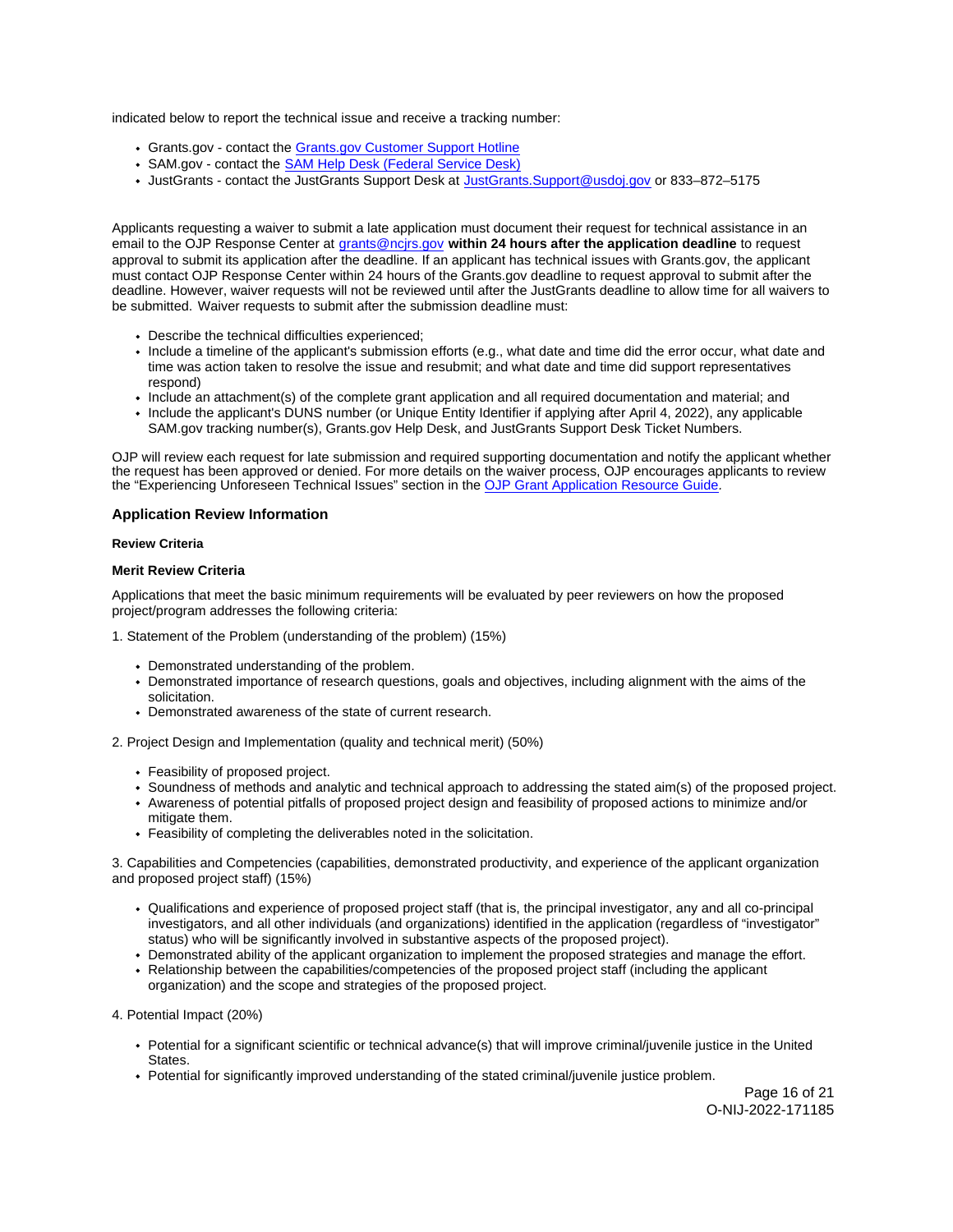indicated below to report the technical issue and receive a tracking number:

- Grants.gov - contact the [Grants.gov Customer Support Hotline]
- SAM.gov - contact the [SAM Help Desk (Federal Service Desk)]
- JustGrants - contact the JustGrants Support Desk at JustGrants.Support@usdoj.gov or 833–872–5175

Applicants requesting a waiver to submit a late application must document their request for technical assistance in an email to the OJP Response Center at grants@ncjrs.gov **within 24 hours after the application deadline** to request approval to submit its application after the deadline. If an applicant has technical issues with Grants.gov, the applicant must contact OJP Response Center within 24 hours of the Grants.gov deadline to request approval to submit after the deadline. However, waiver requests will not be reviewed until after the JustGrants deadline to allow time for all waivers to be submitted. Waiver requests to submit after the submission deadline must:

- Describe the technical difficulties experienced;
- Include a timeline of the applicant's submission efforts (e.g., what date and time did the error occur, what date and time was action taken to resolve the issue and resubmit; and what date and time did support representatives respond)
- Include an attachment(s) of the complete grant application and all required documentation and material; and
- Include the applicant's DUNS number (or Unique Entity Identifier if applying after April 4, 2022), any applicable SAM.gov tracking number(s), Grants.gov Help Desk, and JustGrants Support Desk Ticket Numbers.

OJP will review each request for late submission and required supporting documentation and notify the applicant whether the request has been approved or denied. For more details on the waiver process, OJP encourages applicants to review the "Experiencing Unforeseen Technical Issues" section in the [OJP Grant Application Resource Guide].

### Application Review Information

#### Review Criteria

#### Merit Review Criteria

Applications that meet the basic minimum requirements will be evaluated by peer reviewers on how the proposed project/program addresses the following criteria:

1. Statement of the Problem (understanding of the problem) (15%)

- Demonstrated understanding of the problem.
- Demonstrated importance of research questions, goals and objectives, including alignment with the aims of the solicitation.
- Demonstrated awareness of the state of current research.

2. Project Design and Implementation (quality and technical merit) (50%)

- Feasibility of proposed project.
- Soundness of methods and analytic and technical approach to addressing the stated aim(s) of the proposed project.
- Awareness of potential pitfalls of proposed project design and feasibility of proposed actions to minimize and/or mitigate them.
- Feasibility of completing the deliverables noted in the solicitation.

3. Capabilities and Competencies (capabilities, demonstrated productivity, and experience of the applicant organization and proposed project staff) (15%)

- Qualifications and experience of proposed project staff (that is, the principal investigator, any and all co-principal investigators, and all other individuals (and organizations) identified in the application (regardless of "investigator" status) who will be significantly involved in substantive aspects of the proposed project).
- Demonstrated ability of the applicant organization to implement the proposed strategies and manage the effort.
- Relationship between the capabilities/competencies of the proposed project staff (including the applicant organization) and the scope and strategies of the proposed project.

4. Potential Impact (20%)

- Potential for a significant scientific or technical advance(s) that will improve criminal/juvenile justice in the United States.
- Potential for significantly improved understanding of the stated criminal/juvenile justice problem.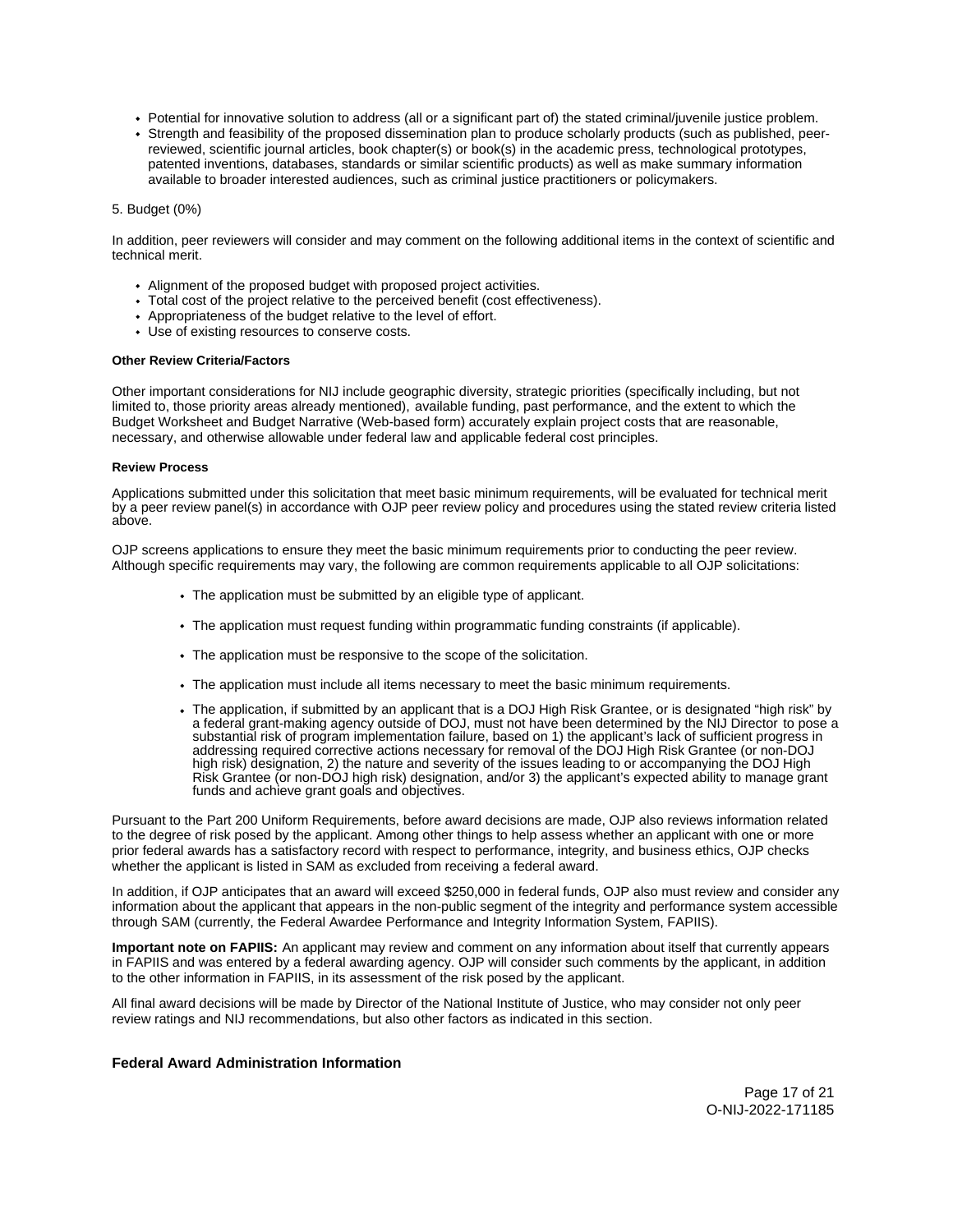- Potential for innovative solution to address (all or a significant part of) the stated criminal/juvenile justice problem.
- Strength and feasibility of the proposed dissemination plan to produce scholarly products (such as published, peer-reviewed, scientific journal articles, book chapter(s) or book(s) in the academic press, technological prototypes, patented inventions, databases, standards or similar scientific products) as well as make summary information available to broader interested audiences, such as criminal justice practitioners or policymakers.

5. Budget (0%)

In addition, peer reviewers will consider and may comment on the following additional items in the context of scientific and technical merit.

- Alignment of the proposed budget with proposed project activities.
- Total cost of the project relative to the perceived benefit (cost effectiveness).
- Appropriateness of the budget relative to the level of effort.
- Use of existing resources to conserve costs.

#### Other Review Criteria/Factors

Other important considerations for NIJ include geographic diversity, strategic priorities (specifically including, but not limited to, those priority areas already mentioned), available funding, past performance, and the extent to which the Budget Worksheet and Budget Narrative (Web-based form) accurately explain project costs that are reasonable, necessary, and otherwise allowable under federal law and applicable federal cost principles.

#### Review Process

Applications submitted under this solicitation that meet basic minimum requirements, will be evaluated for technical merit by a peer review panel(s) in accordance with OJP peer review policy and procedures using the stated review criteria listed above.

OJP screens applications to ensure they meet the basic minimum requirements prior to conducting the peer review. Although specific requirements may vary, the following are common requirements applicable to all OJP solicitations:

- The application must be submitted by an eligible type of applicant.
- The application must request funding within programmatic funding constraints (if applicable).
- The application must be responsive to the scope of the solicitation.
- The application must include all items necessary to meet the basic minimum requirements.
- The application, if submitted by an applicant that is a DOJ High Risk Grantee, or is designated "high risk" by a federal grant-making agency outside of DOJ, must not have been determined by the NIJ Director to pose a substantial risk of program implementation failure, based on 1) the applicant's lack of sufficient progress in addressing required corrective actions necessary for removal of the DOJ High Risk Grantee (or non-DOJ high risk) designation, 2) the nature and severity of the issues leading to or accompanying the DOJ High Risk Grantee (or non-DOJ high risk) designation, and/or 3) the applicant's expected ability to manage grant funds and achieve grant goals and objectives.

Pursuant to the Part 200 Uniform Requirements, before award decisions are made, OJP also reviews information related to the degree of risk posed by the applicant. Among other things to help assess whether an applicant with one or more prior federal awards has a satisfactory record with respect to performance, integrity, and business ethics, OJP checks whether the applicant is listed in SAM as excluded from receiving a federal award.

In addition, if OJP anticipates that an award will exceed $250,000 in federal funds, OJP also must review and consider any information about the applicant that appears in the non-public segment of the integrity and performance system accessible through SAM (currently, the Federal Awardee Performance and Integrity Information System, FAPIIS).

**Important note on FAPIIS:** An applicant may review and comment on any information about itself that currently appears in FAPIIS and was entered by a federal awarding agency. OJP will consider such comments by the applicant, in addition to the other information in FAPIIS, in its assessment of the risk posed by the applicant.

All final award decisions will be made by Director of the National Institute of Justice, who may consider not only peer review ratings and NIJ recommendations, but also other factors as indicated in this section.

### Federal Award Administration Information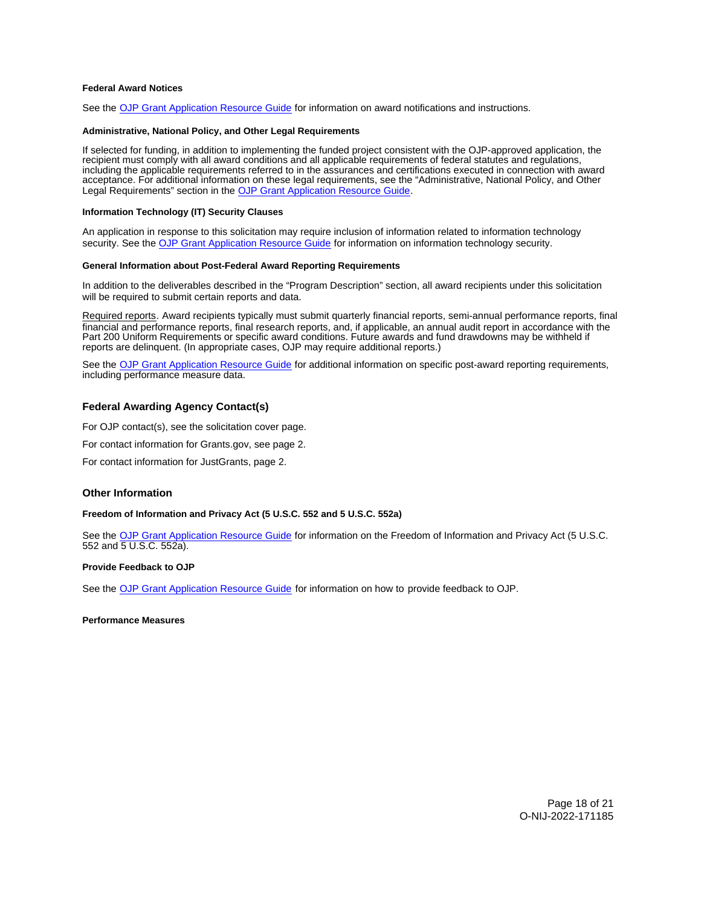**Federal Award Notices**

See the OJP Grant Application Resource Guide for information on award notifications and instructions.

**Administrative, National Policy, and Other Legal Requirements**

If selected for funding, in addition to implementing the funded project consistent with the OJP-approved application, the recipient must comply with all award conditions and all applicable requirements of federal statutes and regulations, including the applicable requirements referred to in the assurances and certifications executed in connection with award acceptance. For additional information on these legal requirements, see the "Administrative, National Policy, and Other Legal Requirements" section in the OJP Grant Application Resource Guide.

**Information Technology (IT) Security Clauses**

An application in response to this solicitation may require inclusion of information related to information technology security. See the OJP Grant Application Resource Guide for information on information technology security.

**General Information about Post-Federal Award Reporting Requirements**

In addition to the deliverables described in the "Program Description" section, all award recipients under this solicitation will be required to submit certain reports and data.

Required reports. Award recipients typically must submit quarterly financial reports, semi-annual performance reports, final financial and performance reports, final research reports, and, if applicable, an annual audit report in accordance with the Part 200 Uniform Requirements or specific award conditions. Future awards and fund drawdowns may be withheld if reports are delinquent. (In appropriate cases, OJP may require additional reports.)

See the OJP Grant Application Resource Guide for additional information on specific post-award reporting requirements, including performance measure data.

## Federal Awarding Agency Contact(s)

For OJP contact(s), see the solicitation cover page.

For contact information for Grants.gov, see page 2.

For contact information for JustGrants, page 2.

## Other Information

**Freedom of Information and Privacy Act (5 U.S.C. 552 and 5 U.S.C. 552a)**

See the OJP Grant Application Resource Guide for information on the Freedom of Information and Privacy Act (5 U.S.C. 552 and 5 U.S.C. 552a).

**Provide Feedback to OJP**

See the OJP Grant Application Resource Guide for information on how to provide feedback to OJP.

**Performance Measures**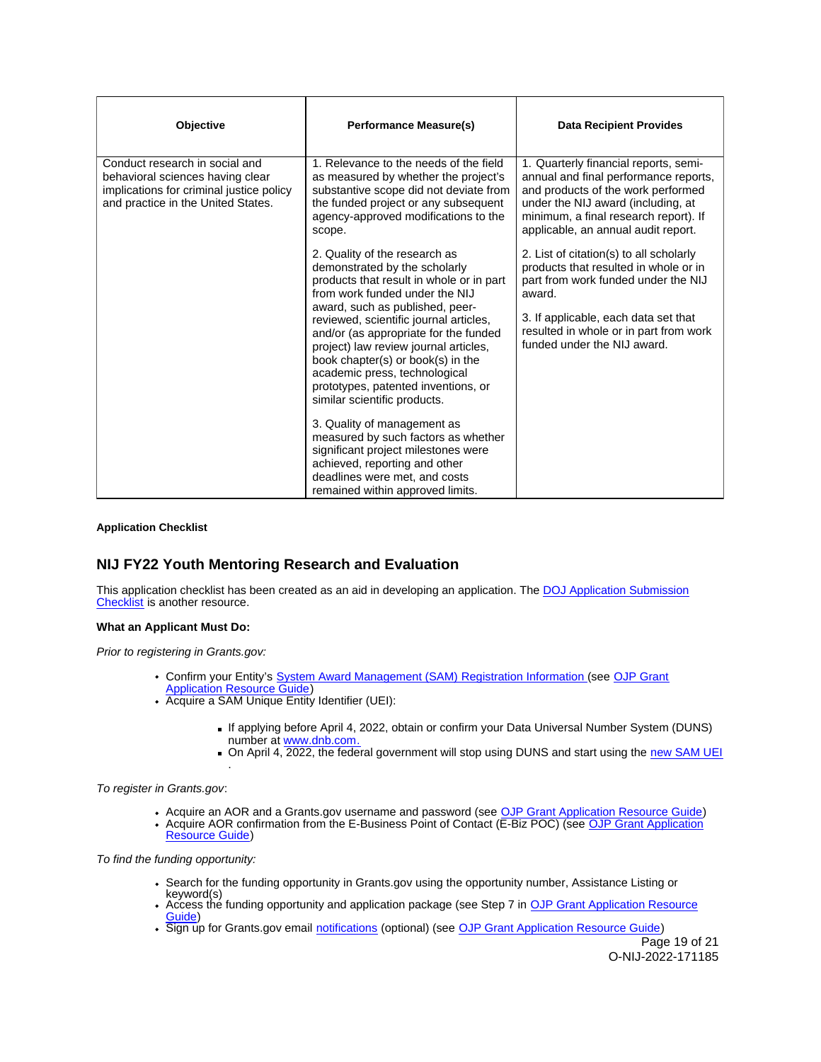| Objective | Performance Measure(s) | Data Recipient Provides |
| --- | --- | --- |
| Conduct research in social and behavioral sciences having clear implications for criminal justice policy and practice in the United States. | 1. Relevance to the needs of the field as measured by whether the project's substantive scope did not deviate from the funded project or any subsequent agency-approved modifications to the scope.<br><br>2. Quality of the research as demonstrated by the scholarly products that result in whole or in part from work funded under the NIJ award, such as published, peer-reviewed, scientific journal articles, and/or (as appropriate for the funded project) law review journal articles, book chapter(s) or book(s) in the academic press, technological prototypes, patented inventions, or similar scientific products.<br><br>3. Quality of management as measured by such factors as whether significant project milestones were achieved, reporting and other deadlines were met, and costs remained within approved limits. | 1. Quarterly financial reports, semi-annual and final performance reports, and products of the work performed under the NIJ award (including, at minimum, a final research report). If applicable, an annual audit report.<br><br>2. List of citation(s) to all scholarly products that resulted in whole or in part from work funded under the NIJ award.<br><br>3. If applicable, each data set that resulted in whole or in part from work funded under the NIJ award. |

**Application Checklist**

## NIJ FY22 Youth Mentoring Research and Evaluation

This application checklist has been created as an aid in developing an application. The DOJ Application Submission Checklist is another resource.

**What an Applicant Must Do:**

*Prior to registering in Grants.gov:*

- Confirm your Entity's System Award Management (SAM) Registration Information (see OJP Grant Application Resource Guide)
- Acquire a SAM Unique Entity Identifier (UEI):
  - If applying before April 4, 2022, obtain or confirm your Data Universal Number System (DUNS) number at www.dnb.com.
  - On April 4, 2022, the federal government will stop using DUNS and start using the new SAM UEI .

*To register in Grants.gov*:

- Acquire an AOR and a Grants.gov username and password (see OJP Grant Application Resource Guide)
- Acquire AOR confirmation from the E-Business Point of Contact (E-Biz POC) (see OJP Grant Application Resource Guide)

*To find the funding opportunity:*

- Search for the funding opportunity in Grants.gov using the opportunity number, Assistance Listing or keyword(s)
- Access the funding opportunity and application package (see Step 7 in OJP Grant Application Resource Guide)
- Sign up for Grants.gov email notifications (optional) (see OJP Grant Application Resource Guide)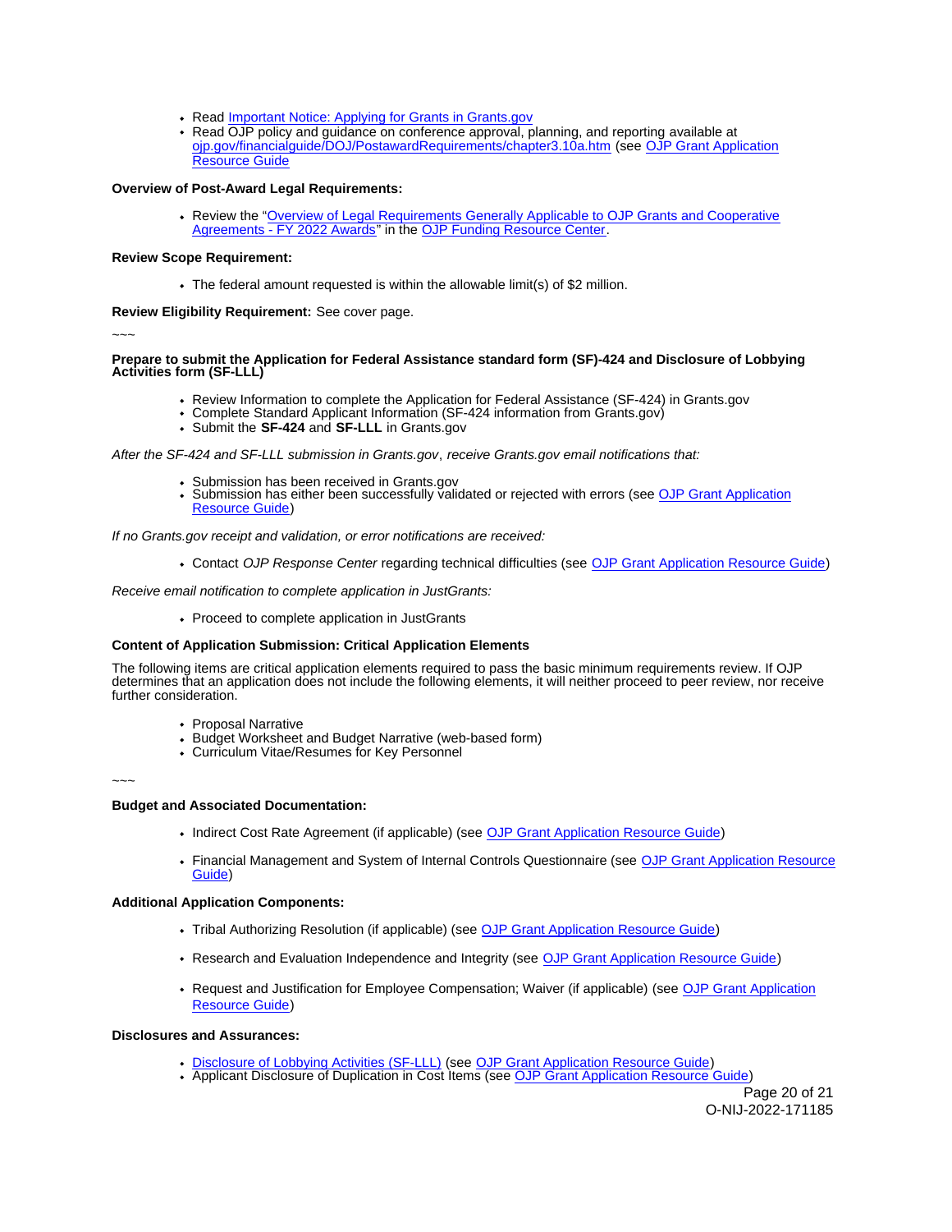- Read Important Notice: Applying for Grants in Grants.gov
- Read OJP policy and guidance on conference approval, planning, and reporting available at ojp.gov/financialguide/DOJ/PostawardRequirements/chapter3.10a.htm (see OJP Grant Application Resource Guide

**Overview of Post-Award Legal Requirements:**

- Review the "Overview of Legal Requirements Generally Applicable to OJP Grants and Cooperative Agreements - FY 2022 Awards" in the OJP Funding Resource Center.

**Review Scope Requirement:**

- The federal amount requested is within the allowable limit(s) of $2 million.

**Review Eligibility Requirement:** See cover page.

~~~

**Prepare to submit the Application for Federal Assistance standard form (SF)-424 and Disclosure of Lobbying Activities form (SF-LLL)**

- Review Information to complete the Application for Federal Assistance (SF-424) in Grants.gov
- Complete Standard Applicant Information (SF-424 information from Grants.gov)
- Submit the **SF-424** and **SF-LLL** in Grants.gov

*After the SF-424 and SF-LLL submission in Grants.gov*, *receive Grants.gov email notifications that:*

- Submission has been received in Grants.gov
- Submission has either been successfully validated or rejected with errors (see OJP Grant Application Resource Guide)

*If no Grants.gov receipt and validation, or error notifications are received:*

- Contact *OJP Response Center* regarding technical difficulties (see OJP Grant Application Resource Guide)

*Receive email notification to complete application in JustGrants:*

- Proceed to complete application in JustGrants

**Content of Application Submission: Critical Application Elements**

The following items are critical application elements required to pass the basic minimum requirements review. If OJP determines that an application does not include the following elements, it will neither proceed to peer review, nor receive further consideration.

- Proposal Narrative
- Budget Worksheet and Budget Narrative (web-based form)
- Curriculum Vitae/Resumes for Key Personnel

~~~

**Budget and Associated Documentation:**

- Indirect Cost Rate Agreement (if applicable) (see OJP Grant Application Resource Guide)
- Financial Management and System of Internal Controls Questionnaire (see OJP Grant Application Resource Guide)

**Additional Application Components:**

- Tribal Authorizing Resolution (if applicable) (see OJP Grant Application Resource Guide)
- Research and Evaluation Independence and Integrity (see OJP Grant Application Resource Guide)
- Request and Justification for Employee Compensation; Waiver (if applicable) (see OJP Grant Application Resource Guide)

**Disclosures and Assurances:**

- Disclosure of Lobbying Activities (SF-LLL) (see OJP Grant Application Resource Guide)
- Applicant Disclosure of Duplication in Cost Items (see OJP Grant Application Resource Guide)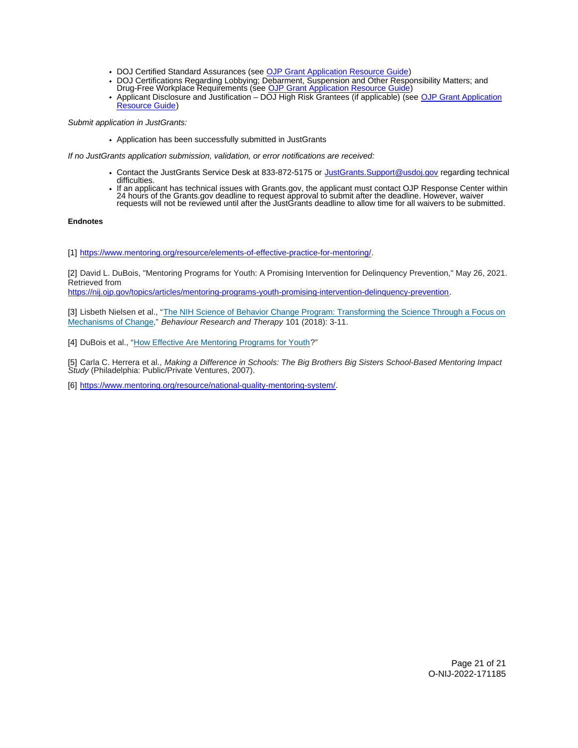- DOJ Certified Standard Assurances (see OJP Grant Application Resource Guide)
- DOJ Certifications Regarding Lobbying; Debarment, Suspension and Other Responsibility Matters; and Drug-Free Workplace Requirements (see OJP Grant Application Resource Guide)
- Applicant Disclosure and Justification – DOJ High Risk Grantees (if applicable) (see OJP Grant Application Resource Guide)

*Submit application in JustGrants:*

- Application has been successfully submitted in JustGrants

*If no JustGrants application submission, validation, or error notifications are received:*

- Contact the JustGrants Service Desk at 833-872-5175 or JustGrants.Support@usdoj.gov regarding technical difficulties.
- If an applicant has technical issues with Grants.gov, the applicant must contact OJP Response Center within 24 hours of the Grants.gov deadline to request approval to submit after the deadline. However, waiver requests will not be reviewed until after the JustGrants deadline to allow time for all waivers to be submitted.

**Endnotes**

[1] https://www.mentoring.org/resource/elements-of-effective-practice-for-mentoring/.

[2] David L. DuBois, "Mentoring Programs for Youth: A Promising Intervention for Delinquency Prevention," May 26, 2021. Retrieved from https://nij.ojp.gov/topics/articles/mentoring-programs-youth-promising-intervention-delinquency-prevention.

[3] Lisbeth Nielsen et al., "The NIH Science of Behavior Change Program: Transforming the Science Through a Focus on Mechanisms of Change," *Behaviour Research and Therapy* 101 (2018): 3-11.

[4] DuBois et al., "How Effective Are Mentoring Programs for Youth?"

[5] Carla C. Herrera et al., *Making a Difference in Schools: The Big Brothers Big Sisters School-Based Mentoring Impact Study* (Philadelphia: Public/Private Ventures, 2007).

[6] https://www.mentoring.org/resource/national-quality-mentoring-system/.